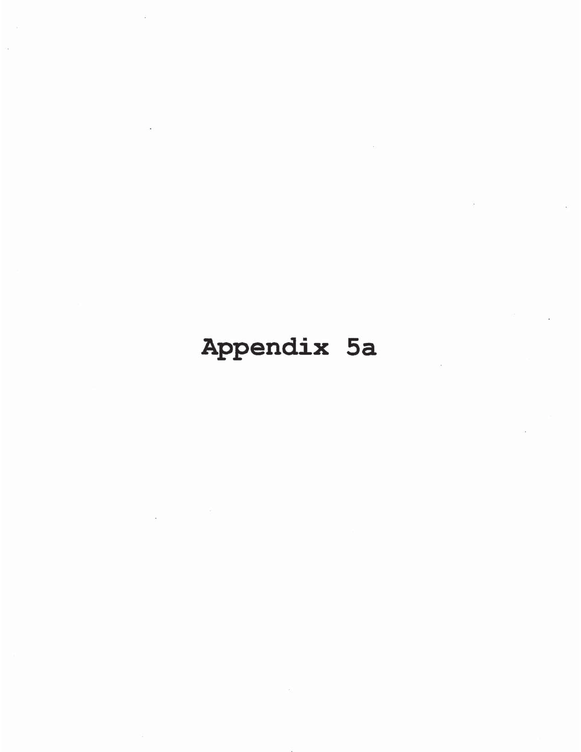# Appendix 5a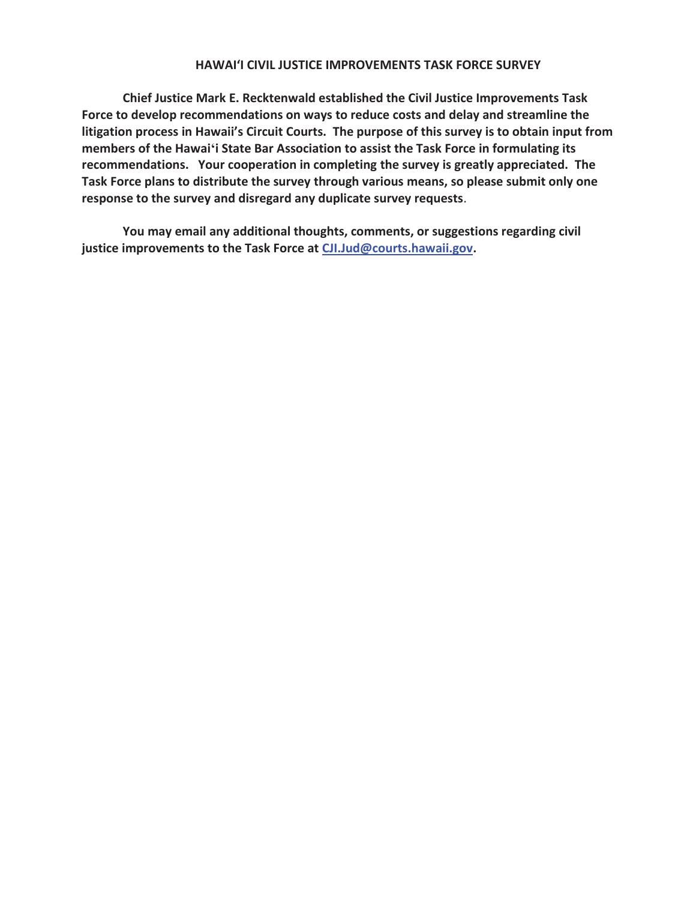# HAWAI'I CIVIL JUSTICE IMPROVEMENTS TASK FORCE SURVEY

**Chief Justice Mark E. Recktenwald established the Civil Justice Improvements Task Force to develop recommendations on ways to reduce costs and delay and streamline the litigation process in Hawaii's Circuit Courts. The purpose of this survey is to obtain input from members of the Hawai'i State Bar Association to assist the Task Force in formulating its recommendations. Your cooperation in completing the survey is greatly appreciated. The Task Force plans to distribute the survey through various means, so please submit only one response to the survey and disregard any duplicate survey requests**.

**You may email any additional thoughts, comments, or suggestions regarding civil justice improvements to the Task Force at [CJI.Jud@courts.hawaii.gov](mailto:CJI.Jud@courts.hawaii.gov).**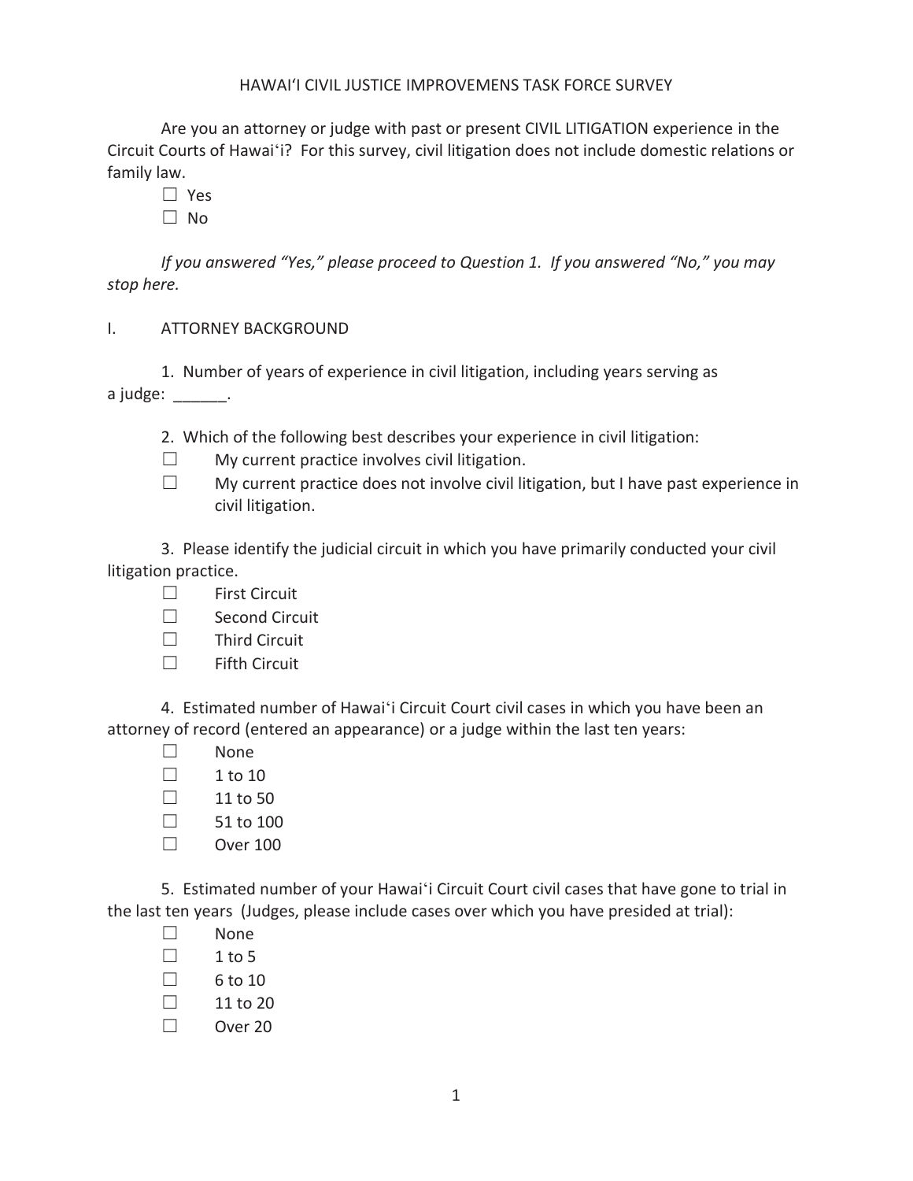# HAWAI'I CIVIL JUSTICE IMPROVEMENS TASK FORCE SURVEY

Are you an attorney or judge with past or present CIVIL LITIGATION experience in the Circuit Courts of Hawai'i? For this survey, civil litigation does not include domestic relations or family law.

☐ Yes
☐ No

*If you answered "Yes," please proceed to Question 1. If you answered "No," you may stop here.*

## I. ATTORNEY BACKGROUND

1. Number of years of experience in civil litigation, including years serving as a judge: ______.

2. Which of the following best describes your experience in civil litigation:

☐ My current practice involves civil litigation.
☐ My current practice does not involve civil litigation, but I have past experience in civil litigation.

3. Please identify the judicial circuit in which you have primarily conducted your civil litigation practice.

☐ First Circuit
☐ Second Circuit
☐ Third Circuit
☐ Fifth Circuit

4. Estimated number of Hawai'i Circuit Court civil cases in which you have been an attorney of record (entered an appearance) or a judge within the last ten years:

☐ None
☐ 1 to 10
☐ 11 to 50
☐ 51 to 100
☐ Over 100

5. Estimated number of your Hawai'i Circuit Court civil cases that have gone to trial in the last ten years (Judges, please include cases over which you have presided at trial):

☐ None
☐ 1 to 5
☐ 6 to 10
☐ 11 to 20
☐ Over 20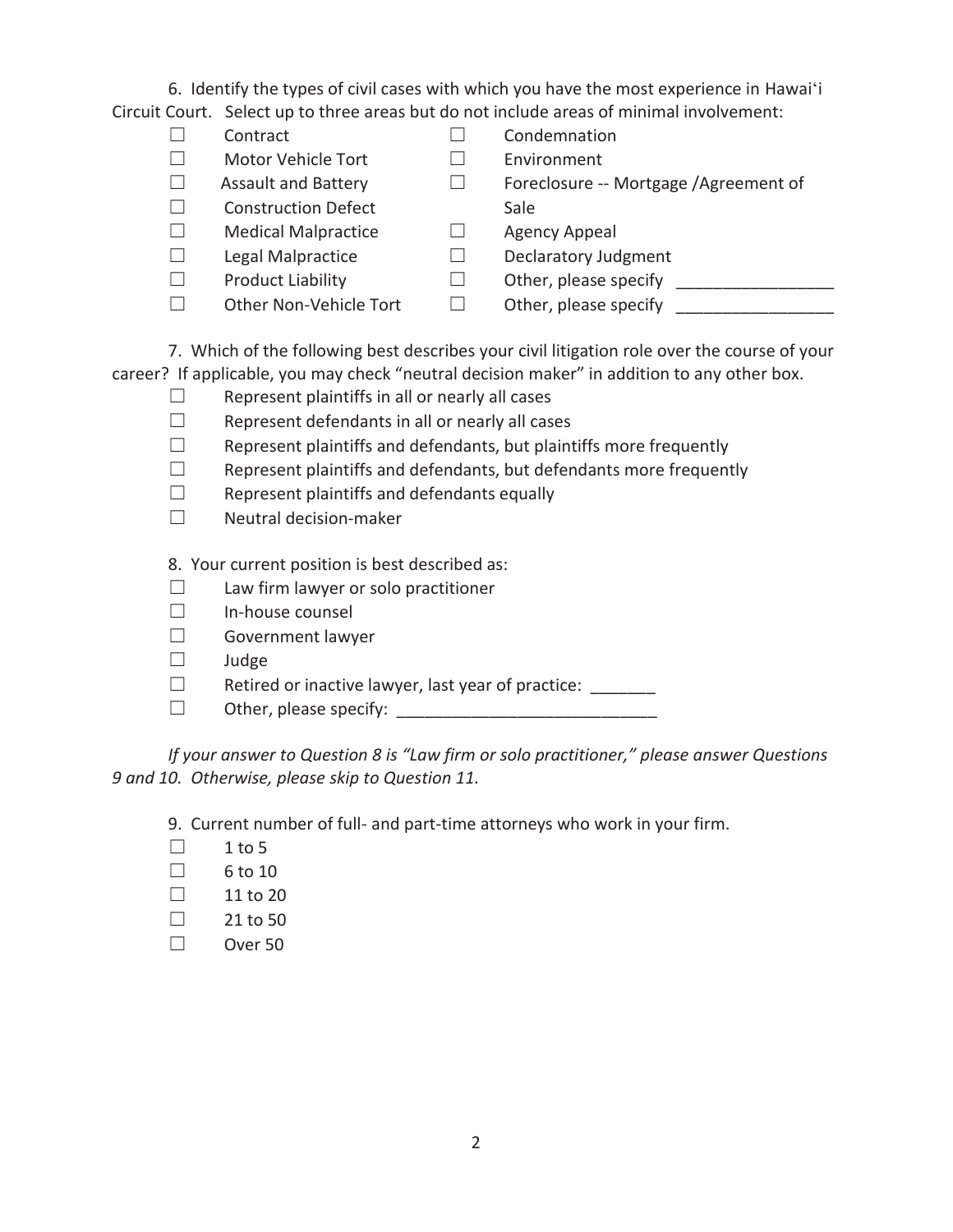6. Identify the types of civil cases with which you have the most experience in Hawai'i Circuit Court. Select up to three areas but do not include areas of minimal involvement:

☐ Contract
☐ Motor Vehicle Tort
☐ Assault and Battery
☐ Construction Defect
☐ Medical Malpractice
☐ Legal Malpractice
☐ Product Liability
☐ Other Non-Vehicle Tort
☐ Condemnation
☐ Environment
☐ Foreclosure -- Mortgage /Agreement of Sale
☐ Agency Appeal
☐ Declaratory Judgment
☐ Other, please specify _________________
☐ Other, please specify _________________

7. Which of the following best describes your civil litigation role over the course of your career? If applicable, you may check "neutral decision maker" in addition to any other box.

☐ Represent plaintiffs in all or nearly all cases
☐ Represent defendants in all or nearly all cases
☐ Represent plaintiffs and defendants, but plaintiffs more frequently
☐ Represent plaintiffs and defendants, but defendants more frequently
☐ Represent plaintiffs and defendants equally
☐ Neutral decision-maker

8. Your current position is best described as:

☐ Law firm lawyer or solo practitioner
☐ In-house counsel
☐ Government lawyer
☐ Judge
☐ Retired or inactive lawyer, last year of practice: _______
☐ Other, please specify: ___________________________

*If your answer to Question 8 is "Law firm or solo practitioner," please answer Questions 9 and 10. Otherwise, please skip to Question 11.*

9. Current number of full- and part-time attorneys who work in your firm.

☐ 1 to 5
☐ 6 to 10
☐ 11 to 20
☐ 21 to 50
☐ Over 50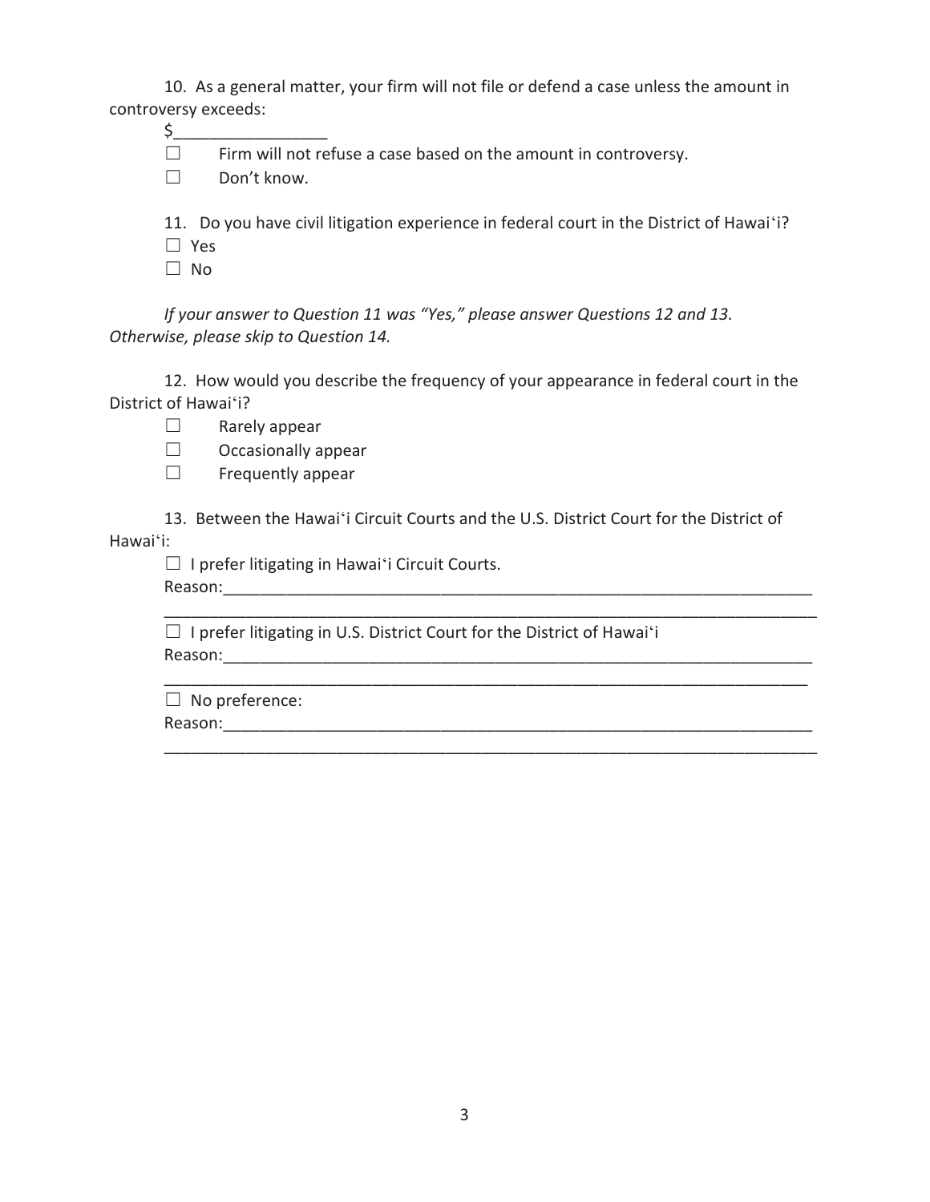10. As a general matter, your firm will not file or defend a case unless the amount in controversy exceeds:

$_________________

☐ Firm will not refuse a case based on the amount in controversy.

☐ Don't know.

11. Do you have civil litigation experience in federal court in the District of Hawai'i?

☐ Yes

☐ No

*If your answer to Question 11 was "Yes," please answer Questions 12 and 13. Otherwise, please skip to Question 14.*

12. How would you describe the frequency of your appearance in federal court in the District of Hawai'i?

☐ Rarely appear

☐ Occasionally appear

☐ Frequently appear

13. Between the Hawai'i Circuit Courts and the U.S. District Court for the District of Hawai'i:

☐ I prefer litigating in Hawai'i Circuit Courts.

Reason:_____________________________________________________________________

___________________________________________________________________________

☐ I prefer litigating in U.S. District Court for the District of Hawai'i

Reason:_____________________________________________________________________

___________________________________________________________________________

☐ No preference:

Reason:_____________________________________________________________________

___________________________________________________________________________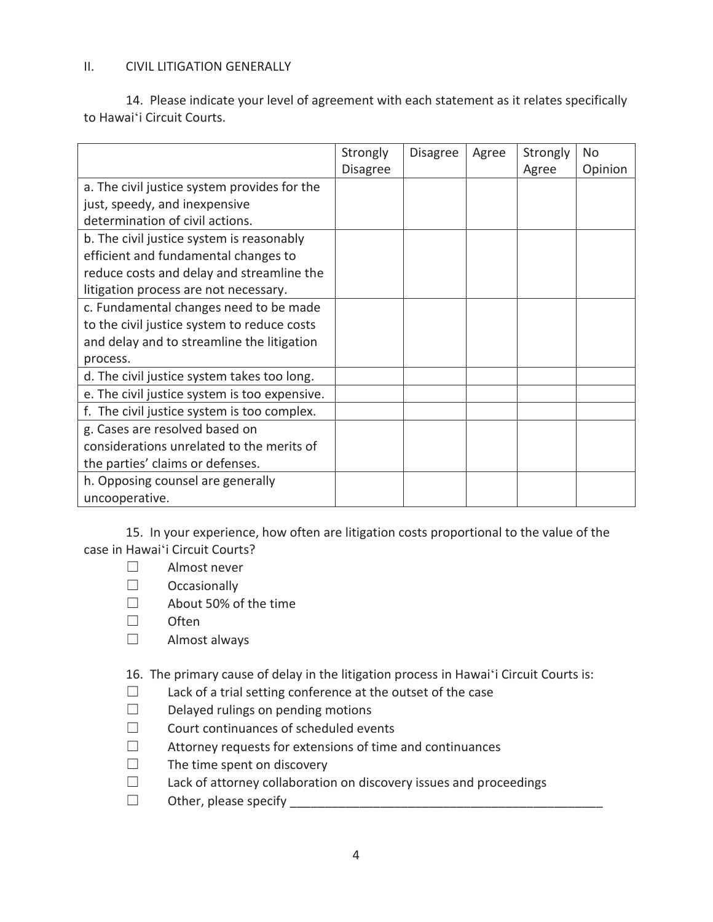## II. CIVIL LITIGATION GENERALLY

14. Please indicate your level of agreement with each statement as it relates specifically to Hawai'i Circuit Courts.

| | Strongly Disagree | Disagree | Agree | Strongly Agree | No Opinion |
|---|---|---|---|---|---|
| a. The civil justice system provides for the just, speedy, and inexpensive determination of civil actions. | | | | | |
| b. The civil justice system is reasonably efficient and fundamental changes to reduce costs and delay and streamline the litigation process are not necessary. | | | | | |
| c. Fundamental changes need to be made to the civil justice system to reduce costs and delay and to streamline the litigation process. | | | | | |
| d. The civil justice system takes too long. | | | | | |
| e. The civil justice system is too expensive. | | | | | |
| f. The civil justice system is too complex. | | | | | |
| g. Cases are resolved based on considerations unrelated to the merits of the parties' claims or defenses. | | | | | |
| h. Opposing counsel are generally uncooperative. | | | | | |

15. In your experience, how often are litigation costs proportional to the value of the case in Hawai'i Circuit Courts?

- ☐ Almost never
- ☐ Occasionally
- ☐ About 50% of the time
- ☐ Often
- ☐ Almost always

16. The primary cause of delay in the litigation process in Hawai'i Circuit Courts is:

- ☐ Lack of a trial setting conference at the outset of the case
- ☐ Delayed rulings on pending motions
- ☐ Court continuances of scheduled events
- ☐ Attorney requests for extensions of time and continuances
- ☐ The time spent on discovery
- ☐ Lack of attorney collaboration on discovery issues and proceedings
- ☐ Other, please specify _______________________________________________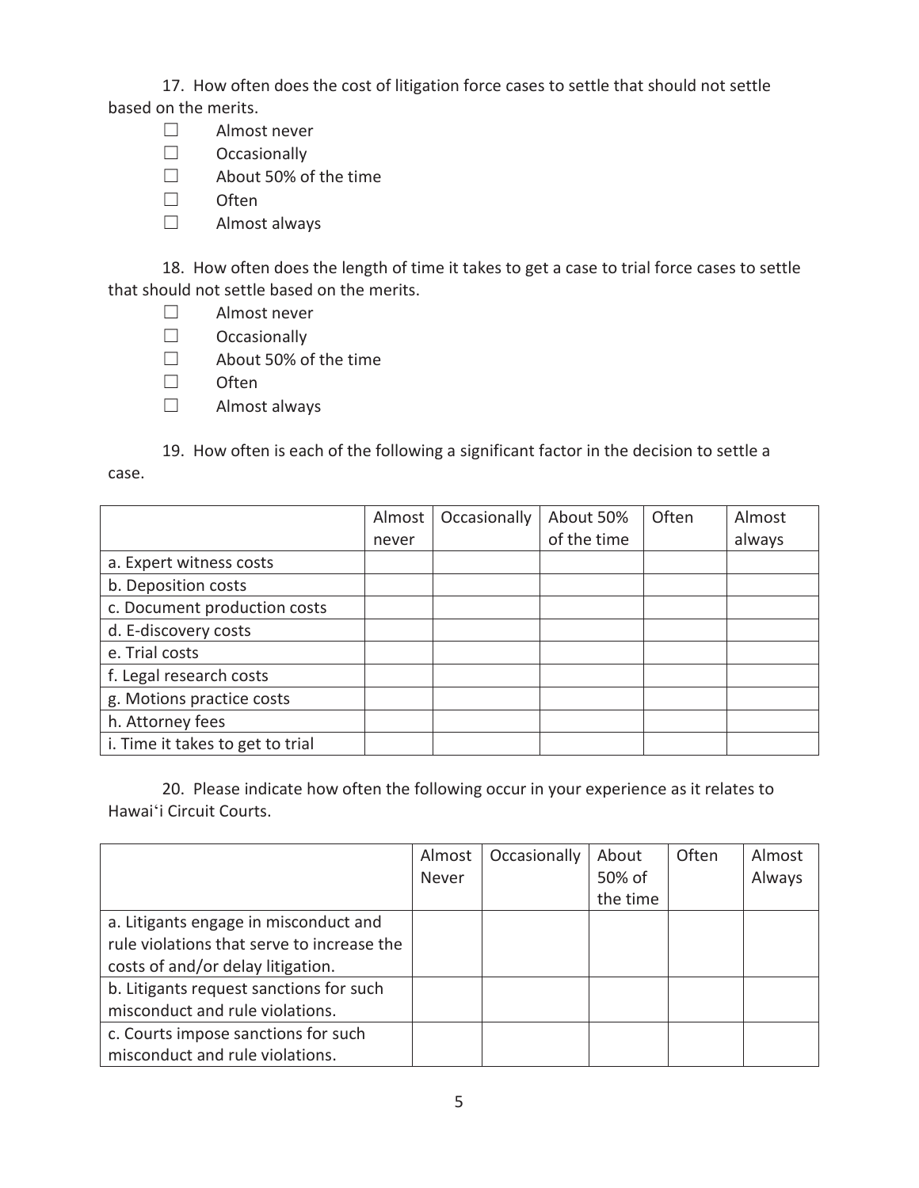17. How often does the cost of litigation force cases to settle that should not settle based on the merits.

- ☐ Almost never
- ☐ Occasionally
- ☐ About 50% of the time
- ☐ Often
- ☐ Almost always

18. How often does the length of time it takes to get a case to trial force cases to settle that should not settle based on the merits.

- ☐ Almost never
- ☐ Occasionally
- ☐ About 50% of the time
- ☐ Often
- ☐ Almost always

19. How often is each of the following a significant factor in the decision to settle a case.

| | Almost never | Occasionally | About 50% of the time | Often | Almost always |
|---|---|---|---|---|---|
| a. Expert witness costs | | | | | |
| b. Deposition costs | | | | | |
| c. Document production costs | | | | | |
| d. E-discovery costs | | | | | |
| e. Trial costs | | | | | |
| f. Legal research costs | | | | | |
| g. Motions practice costs | | | | | |
| h. Attorney fees | | | | | |
| i. Time it takes to get to trial | | | | | |

20. Please indicate how often the following occur in your experience as it relates to Hawaiʻi Circuit Courts.

| | Almost Never | Occasionally | About 50% of the time | Often | Almost Always |
|---|---|---|---|---|---|
| a. Litigants engage in misconduct and rule violations that serve to increase the costs of and/or delay litigation. | | | | | |
| b. Litigants request sanctions for such misconduct and rule violations. | | | | | |
| c. Courts impose sanctions for such misconduct and rule violations. | | | | | |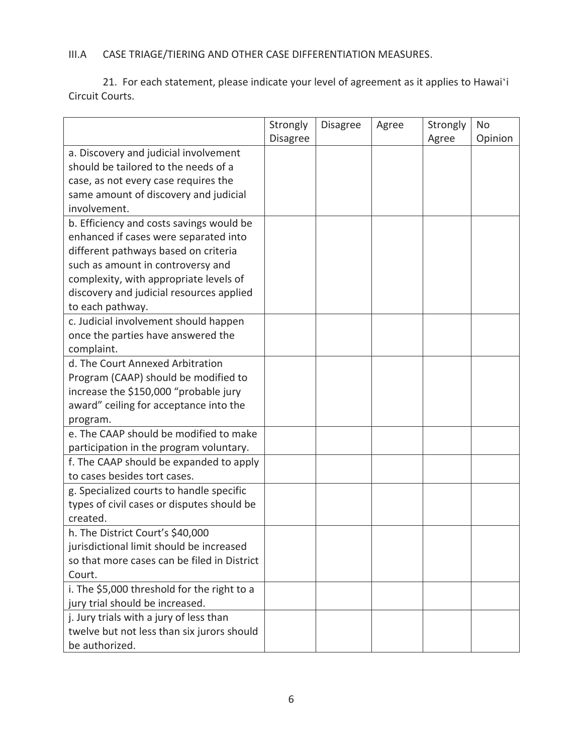## III.A CASE TRIAGE/TIERING AND OTHER CASE DIFFERENTIATION MEASURES.

21. For each statement, please indicate your level of agreement as it applies to Hawaiʻi Circuit Courts.

| | Strongly Disagree | Disagree | Agree | Strongly Agree | No Opinion |
|---|---|---|---|---|---|
| a. Discovery and judicial involvement should be tailored to the needs of a case, as not every case requires the same amount of discovery and judicial involvement. | | | | | |
| b. Efficiency and costs savings would be enhanced if cases were separated into different pathways based on criteria such as amount in controversy and complexity, with appropriate levels of discovery and judicial resources applied to each pathway. | | | | | |
| c. Judicial involvement should happen once the parties have answered the complaint. | | | | | |
| d. The Court Annexed Arbitration Program (CAAP) should be modified to increase the $150,000 "probable jury award" ceiling for acceptance into the program. | | | | | |
| e. The CAAP should be modified to make participation in the program voluntary. | | | | | |
| f. The CAAP should be expanded to apply to cases besides tort cases. | | | | | |
| g. Specialized courts to handle specific types of civil cases or disputes should be created. | | | | | |
| h. The District Court's $40,000 jurisdictional limit should be increased so that more cases can be filed in District Court. | | | | | |
| i. The $5,000 threshold for the right to a jury trial should be increased. | | | | | |
| j. Jury trials with a jury of less than twelve but not less than six jurors should be authorized. | | | | | |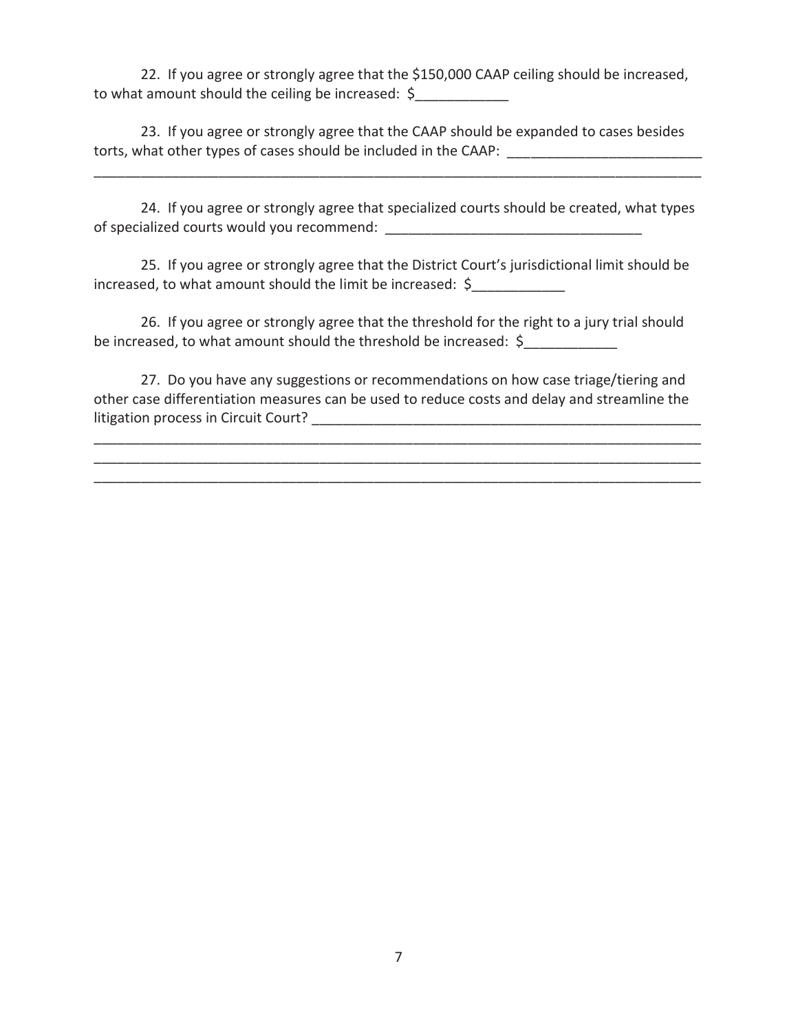22. If you agree or strongly agree that the $150,000 CAAP ceiling should be increased, to what amount should the ceiling be increased: $____________

23. If you agree or strongly agree that the CAAP should be expanded to cases besides torts, what other types of cases should be included in the CAAP: _________________________
_________________________________________________________________________________

24. If you agree or strongly agree that specialized courts should be created, what types of specialized courts would you recommend: _________________________________

25. If you agree or strongly agree that the District Court's jurisdictional limit should be increased, to what amount should the limit be increased: $____________

26. If you agree or strongly agree that the threshold for the right to a jury trial should be increased, to what amount should the threshold be increased: $____________

27. Do you have any suggestions or recommendations on how case triage/tiering and other case differentiation measures can be used to reduce costs and delay and streamline the litigation process in Circuit Court? ____________________________________________________
_________________________________________________________________________________
_________________________________________________________________________________
_________________________________________________________________________________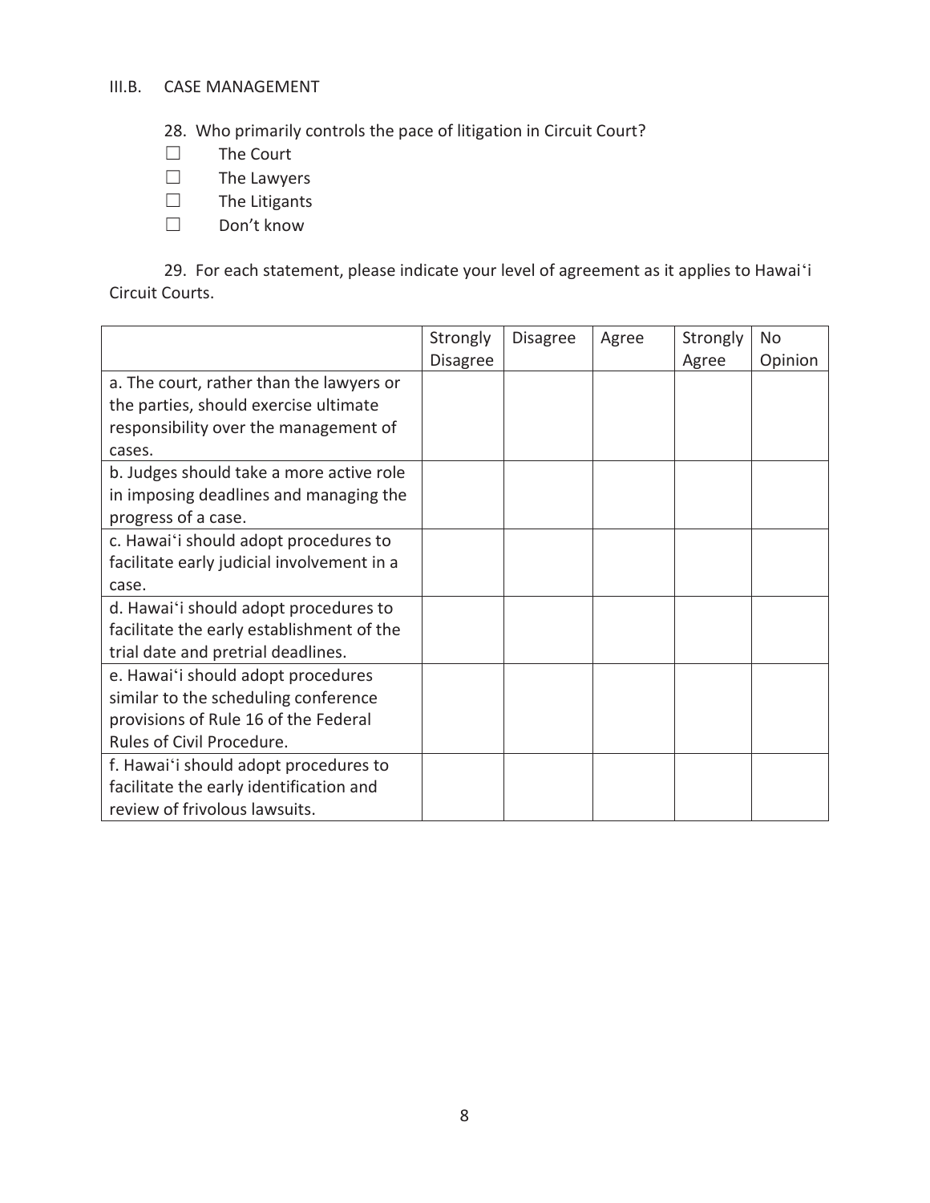## III.B. CASE MANAGEMENT

28. Who primarily controls the pace of litigation in Circuit Court?

☐ The Court

☐ The Lawyers

☐ The Litigants

☐ Don't know

29. For each statement, please indicate your level of agreement as it applies to Hawaiʻi Circuit Courts.

| | Strongly Disagree | Disagree | Agree | Strongly Agree | No Opinion |
|---|---|---|---|---|---|
| a. The court, rather than the lawyers or the parties, should exercise ultimate responsibility over the management of cases. | | | | | |
| b. Judges should take a more active role in imposing deadlines and managing the progress of a case. | | | | | |
| c. Hawaiʻi should adopt procedures to facilitate early judicial involvement in a case. | | | | | |
| d. Hawaiʻi should adopt procedures to facilitate the early establishment of the trial date and pretrial deadlines. | | | | | |
| e. Hawaiʻi should adopt procedures similar to the scheduling conference provisions of Rule 16 of the Federal Rules of Civil Procedure. | | | | | |
| f. Hawaiʻi should adopt procedures to facilitate the early identification and review of frivolous lawsuits. | | | | | |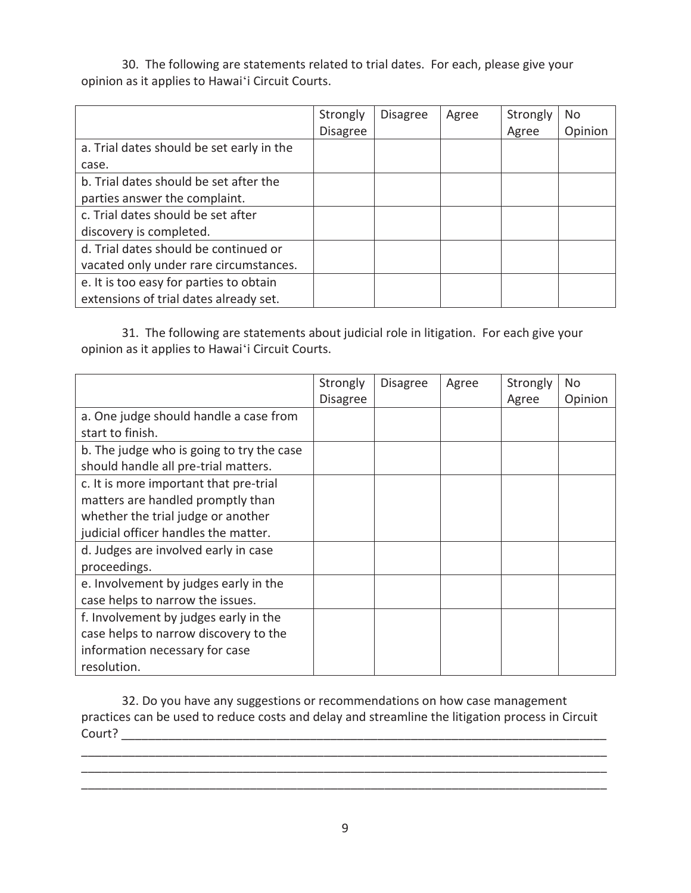30. The following are statements related to trial dates. For each, please give your opinion as it applies to Hawaiʻi Circuit Courts.

| | Strongly Disagree | Disagree | Agree | Strongly Agree | No Opinion |
|---|---|---|---|---|---|
| a. Trial dates should be set early in the case. | | | | | |
| b. Trial dates should be set after the parties answer the complaint. | | | | | |
| c. Trial dates should be set after discovery is completed. | | | | | |
| d. Trial dates should be continued or vacated only under rare circumstances. | | | | | |
| e. It is too easy for parties to obtain extensions of trial dates already set. | | | | | |

31. The following are statements about judicial role in litigation. For each give your opinion as it applies to Hawaiʻi Circuit Courts.

| | Strongly Disagree | Disagree | Agree | Strongly Agree | No Opinion |
|---|---|---|---|---|---|
| a. One judge should handle a case from start to finish. | | | | | |
| b. The judge who is going to try the case should handle all pre-trial matters. | | | | | |
| c. It is more important that pre-trial matters are handled promptly than whether the trial judge or another judicial officer handles the matter. | | | | | |
| d. Judges are involved early in case proceedings. | | | | | |
| e. Involvement by judges early in the case helps to narrow the issues. | | | | | |
| f. Involvement by judges early in the case helps to narrow discovery to the information necessary for case resolution. | | | | | |

32. Do you have any suggestions or recommendations on how case management practices can be used to reduce costs and delay and streamline the litigation process in Circuit Court? ____________________________________________________________________________
____________________________________________________________________________
____________________________________________________________________________
____________________________________________________________________________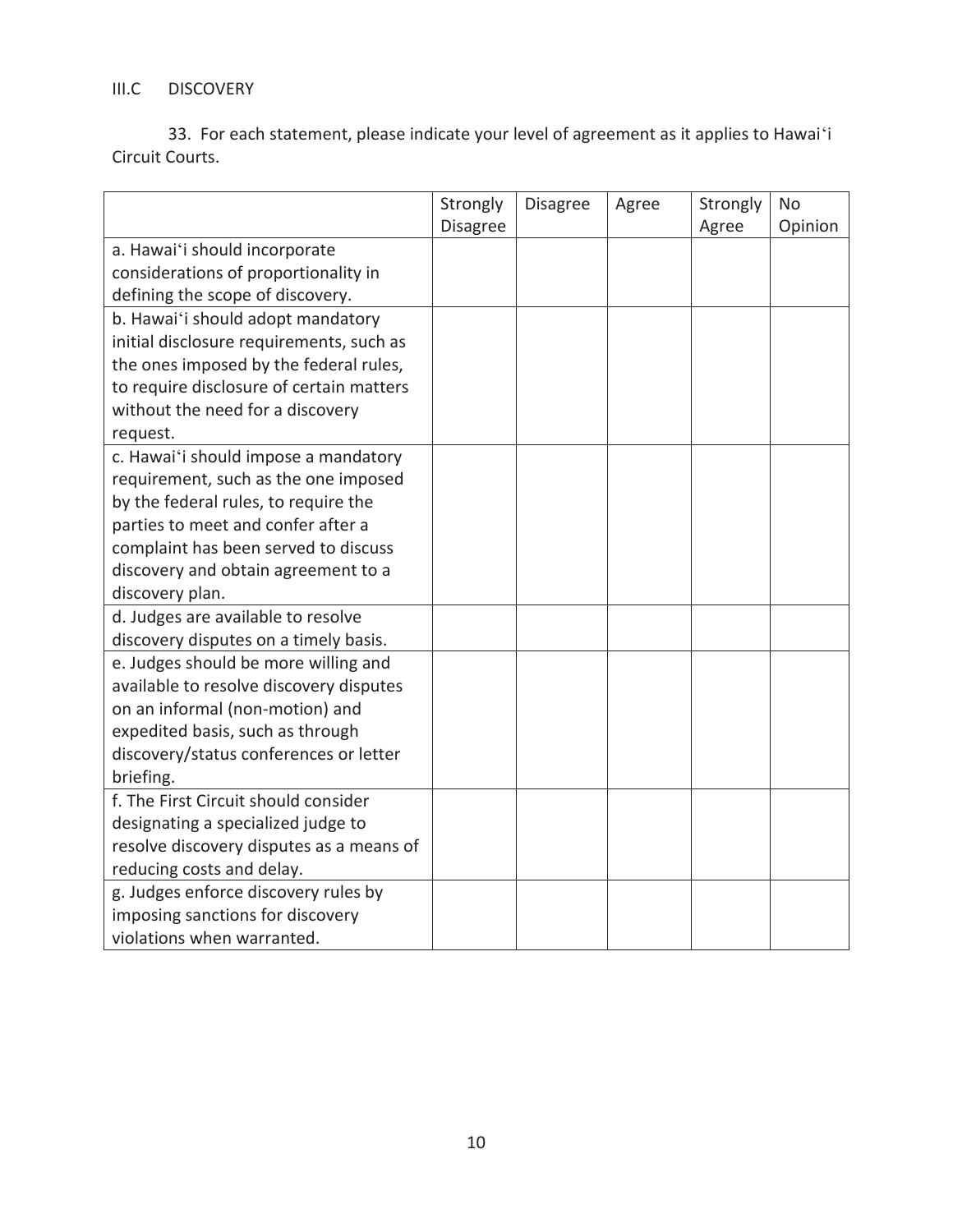III.C DISCOVERY

33. For each statement, please indicate your level of agreement as it applies to Hawaiʻi Circuit Courts.

| | Strongly Disagree | Disagree | Agree | Strongly Agree | No Opinion |
|---|---|---|---|---|---|
| a. Hawaiʻi should incorporate considerations of proportionality in defining the scope of discovery. | | | | | |
| b. Hawaiʻi should adopt mandatory initial disclosure requirements, such as the ones imposed by the federal rules, to require disclosure of certain matters without the need for a discovery request. | | | | | |
| c. Hawaiʻi should impose a mandatory requirement, such as the one imposed by the federal rules, to require the parties to meet and confer after a complaint has been served to discuss discovery and obtain agreement to a discovery plan. | | | | | |
| d. Judges are available to resolve discovery disputes on a timely basis. | | | | | |
| e. Judges should be more willing and available to resolve discovery disputes on an informal (non-motion) and expedited basis, such as through discovery/status conferences or letter briefing. | | | | | |
| f. The First Circuit should consider designating a specialized judge to resolve discovery disputes as a means of reducing costs and delay. | | | | | |
| g. Judges enforce discovery rules by imposing sanctions for discovery violations when warranted. | | | | | |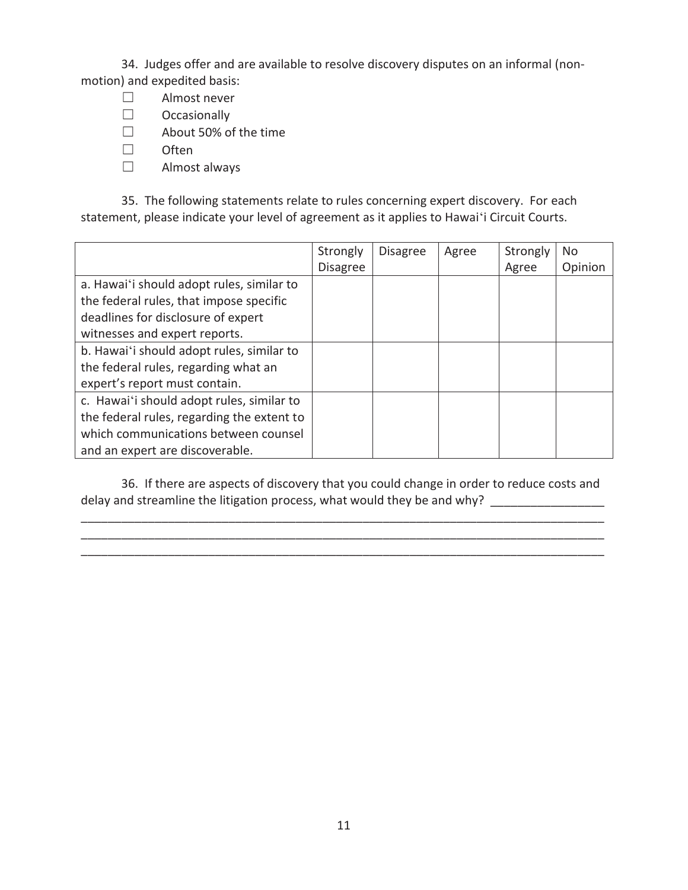34. Judges offer and are available to resolve discovery disputes on an informal (non-motion) and expedited basis:

- ☐ Almost never
- ☐ Occasionally
- ☐ About 50% of the time
- ☐ Often
- ☐ Almost always

35. The following statements relate to rules concerning expert discovery. For each statement, please indicate your level of agreement as it applies to Hawaiʻi Circuit Courts.

| | Strongly Disagree | Disagree | Agree | Strongly Agree | No Opinion |
|---|---|---|---|---|---|
| a. Hawaiʻi should adopt rules, similar to the federal rules, that impose specific deadlines for disclosure of expert witnesses and expert reports. | | | | | |
| b. Hawaiʻi should adopt rules, similar to the federal rules, regarding what an expert's report must contain. | | | | | |
| c. Hawaiʻi should adopt rules, similar to the federal rules, regarding the extent to which communications between counsel and an expert are discoverable. | | | | | |

36. If there are aspects of discovery that you could change in order to reduce costs and delay and streamline the litigation process, what would they be and why? _________________
_______________________________________________________________________________
_______________________________________________________________________________
_______________________________________________________________________________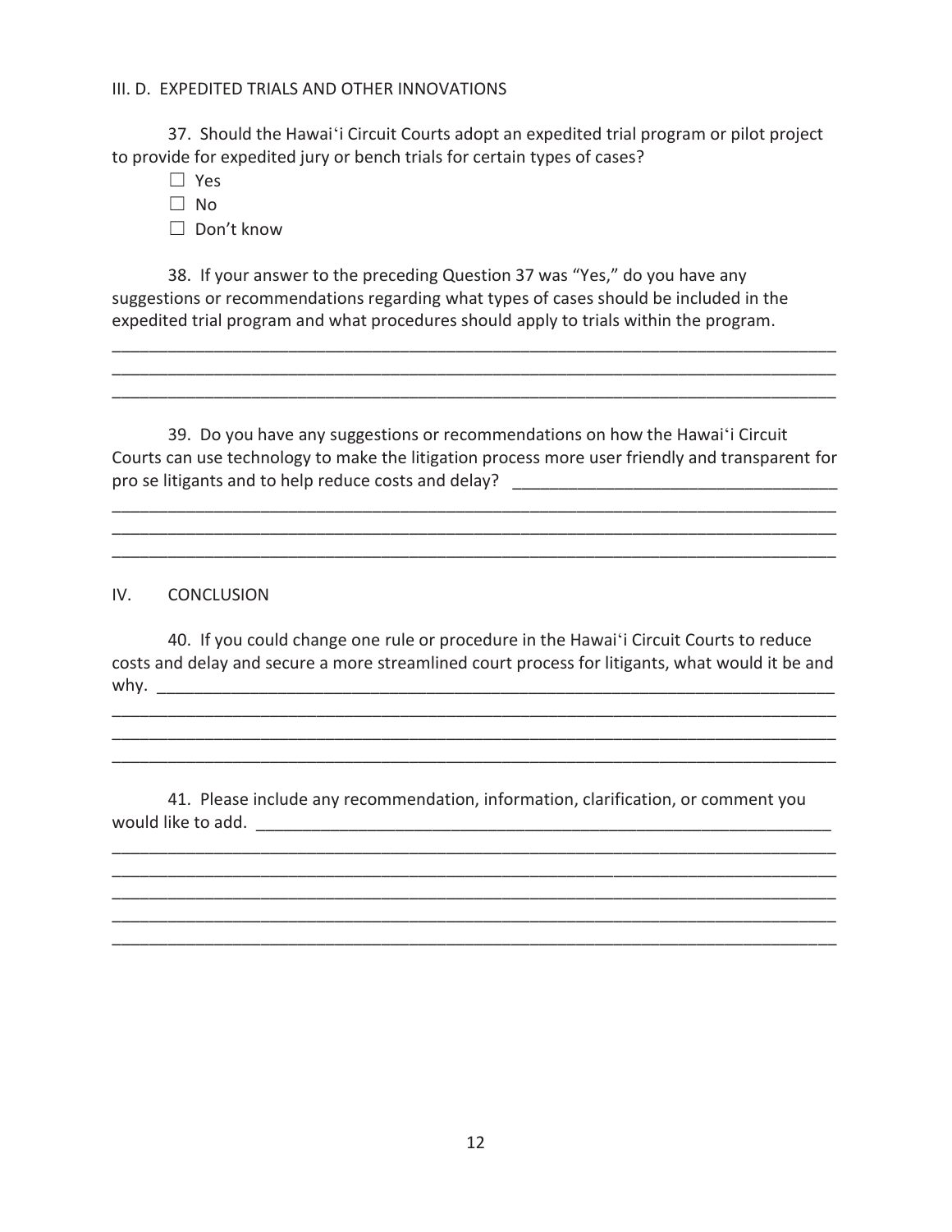III. D. EXPEDITED TRIALS AND OTHER INNOVATIONS

37. Should the Hawaiʻi Circuit Courts adopt an expedited trial program or pilot project to provide for expedited jury or bench trials for certain types of cases?

☐ Yes

☐ No

☐ Don't know

38. If your answer to the preceding Question 37 was "Yes," do you have any suggestions or recommendations regarding what types of cases should be included in the expedited trial program and what procedures should apply to trials within the program.

_______________________________________________________________________________
_______________________________________________________________________________
_______________________________________________________________________________

39. Do you have any suggestions or recommendations on how the Hawaiʻi Circuit Courts can use technology to make the litigation process more user friendly and transparent for pro se litigants and to help reduce costs and delay? ___________________________________
_______________________________________________________________________________
_______________________________________________________________________________
_______________________________________________________________________________

IV. CONCLUSION

40. If you could change one rule or procedure in the Hawaiʻi Circuit Courts to reduce costs and delay and secure a more streamlined court process for litigants, what would it be and why. _________________________________________________________________________
_______________________________________________________________________________
_______________________________________________________________________________
_______________________________________________________________________________

41. Please include any recommendation, information, clarification, or comment you would like to add. _________________________________________________________________
_______________________________________________________________________________
_______________________________________________________________________________
_______________________________________________________________________________
_______________________________________________________________________________
_______________________________________________________________________________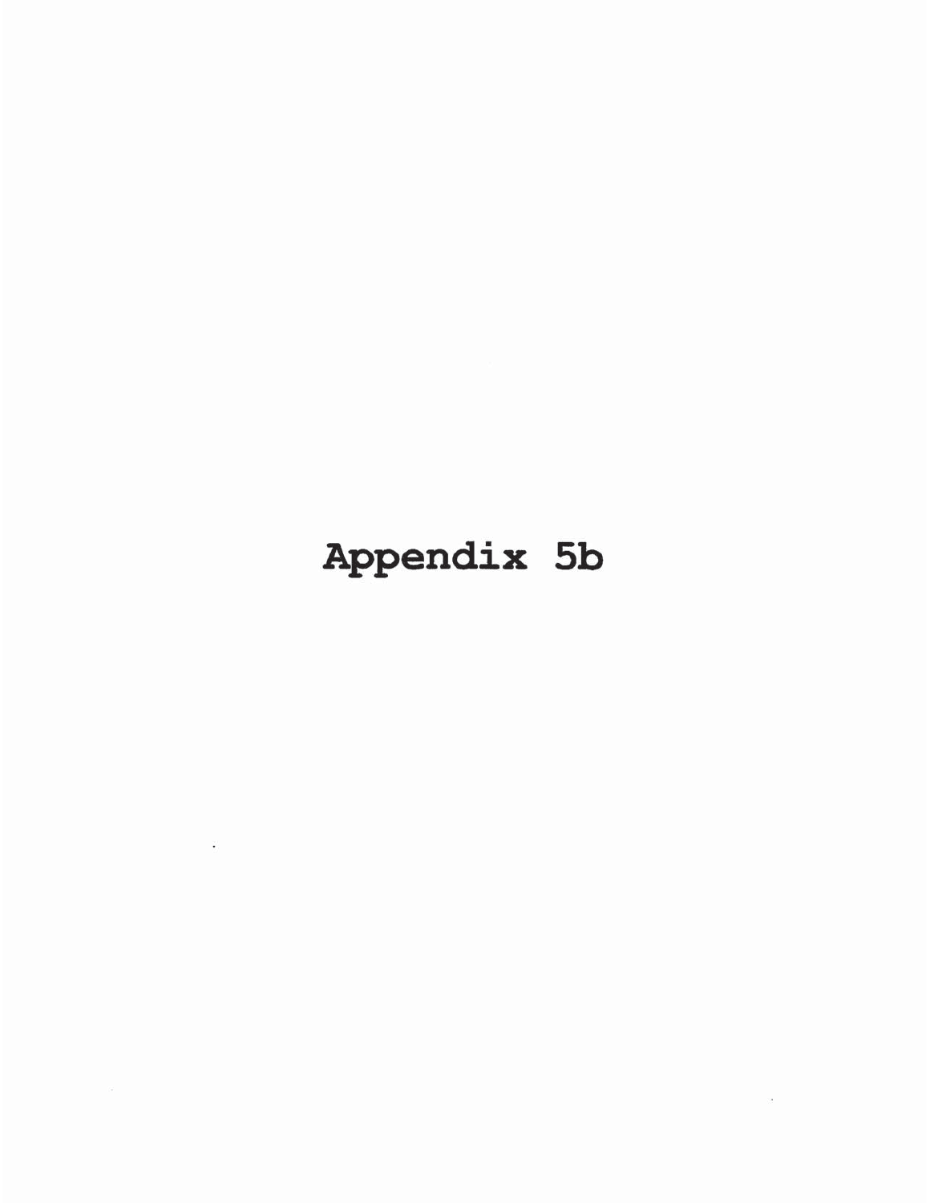# Appendix 5b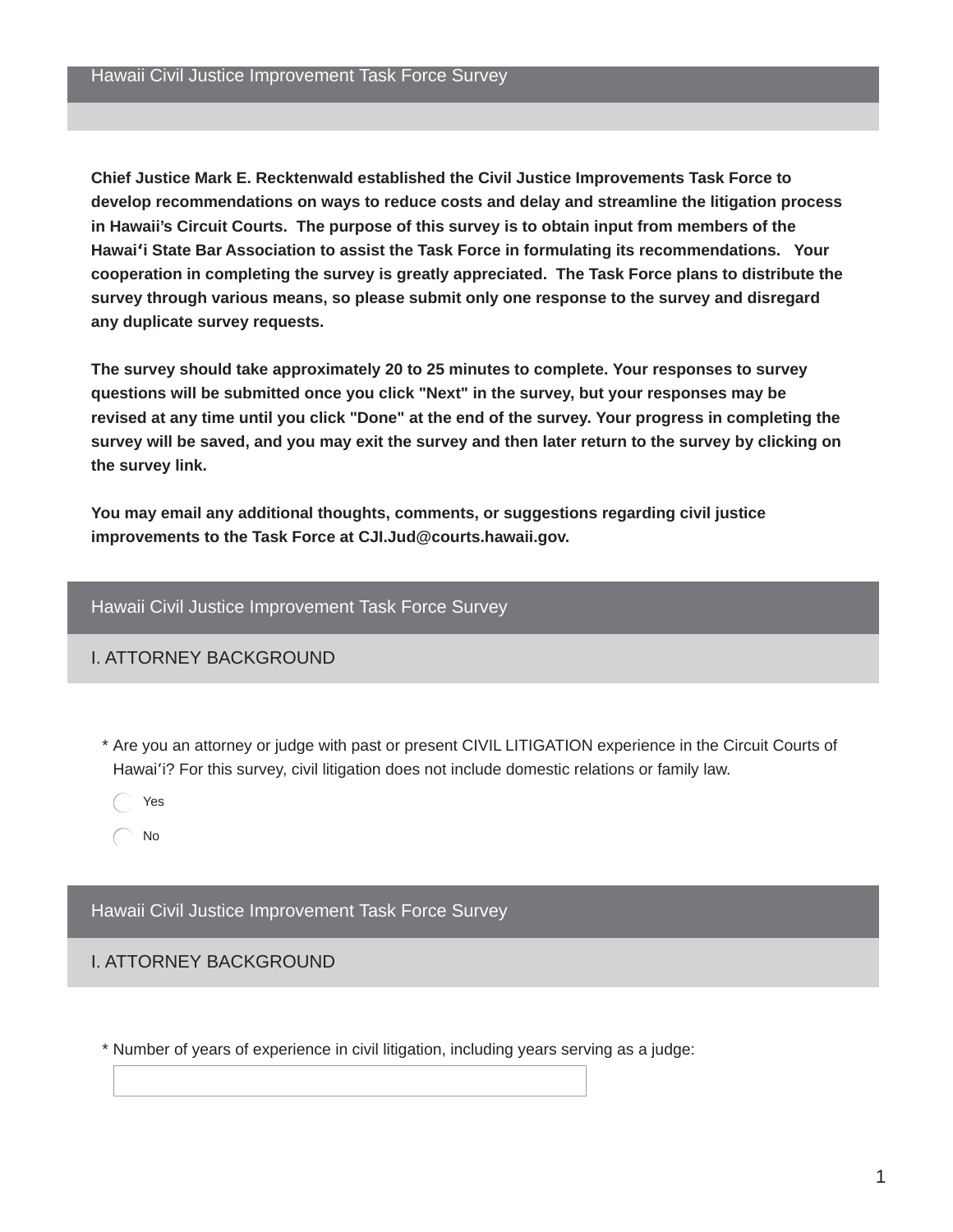## Hawaii Civil Justice Improvement Task Force Survey

**Chief Justice Mark E. Recktenwald established the Civil Justice Improvements Task Force to develop recommendations on ways to reduce costs and delay and streamline the litigation process in Hawaii's Circuit Courts. The purpose of this survey is to obtain input from members of the Hawaiʻi State Bar Association to assist the Task Force in formulating its recommendations. Your cooperation in completing the survey is greatly appreciated. The Task Force plans to distribute the survey through various means, so please submit only one response to the survey and disregard any duplicate survey requests.**

**The survey should take approximately 20 to 25 minutes to complete. Your responses to survey questions will be submitted once you click "Next" in the survey, but your responses may be revised at any time until you click "Done" at the end of the survey. Your progress in completing the survey will be saved, and you may exit the survey and then later return to the survey by clicking on the survey link.**

**You may email any additional thoughts, comments, or suggestions regarding civil justice improvements to the Task Force at CJI.Jud@courts.hawaii.gov.**

## Hawaii Civil Justice Improvement Task Force Survey

### I. ATTORNEY BACKGROUND

\* Are you an attorney or judge with past or present CIVIL LITIGATION experience in the Circuit Courts of Hawaiʻi? For this survey, civil litigation does not include domestic relations or family law.

- ◯ Yes
- ◯ No

## Hawaii Civil Justice Improvement Task Force Survey

### I. ATTORNEY BACKGROUND

\* Number of years of experience in civil litigation, including years serving as a judge:

[ ]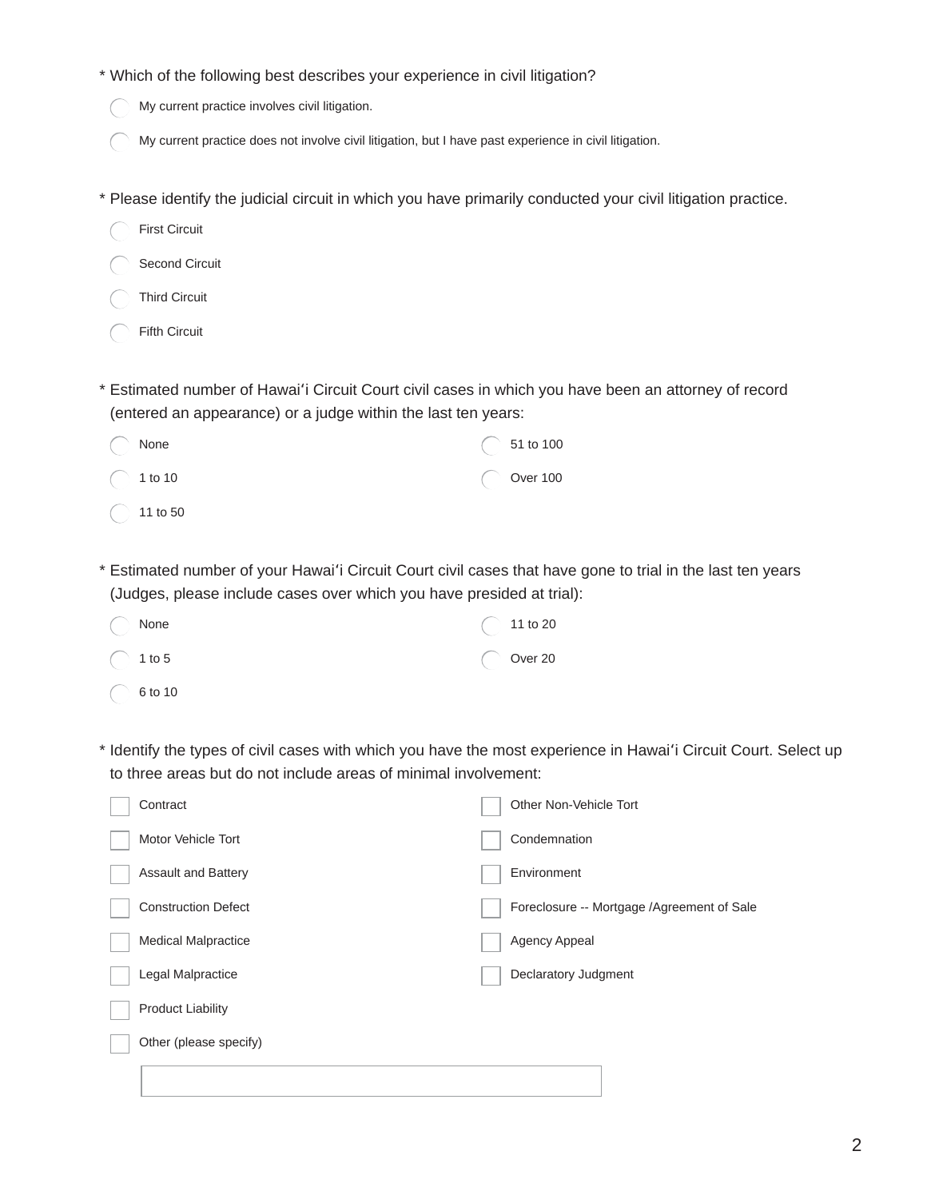* Which of the following best describes your experience in civil litigation?

- ◯ My current practice involves civil litigation.
- ◯ My current practice does not involve civil litigation, but I have past experience in civil litigation.

* Please identify the judicial circuit in which you have primarily conducted your civil litigation practice.

- ◯ First Circuit
- ◯ Second Circuit
- ◯ Third Circuit
- ◯ Fifth Circuit

* Estimated number of Hawaiʻi Circuit Court civil cases in which you have been an attorney of record (entered an appearance) or a judge within the last ten years:

- ◯ None
- ◯ 1 to 10
- ◯ 11 to 50
- ◯ 51 to 100
- ◯ Over 100

* Estimated number of your Hawaiʻi Circuit Court civil cases that have gone to trial in the last ten years (Judges, please include cases over which you have presided at trial):

- ◯ None
- ◯ 1 to 5
- ◯ 6 to 10
- ◯ 11 to 20
- ◯ Over 20

* Identify the types of civil cases with which you have the most experience in Hawaiʻi Circuit Court. Select up to three areas but do not include areas of minimal involvement:

- ☐ Contract
- ☐ Motor Vehicle Tort
- ☐ Assault and Battery
- ☐ Construction Defect
- ☐ Medical Malpractice
- ☐ Legal Malpractice
- ☐ Product Liability
- ☐ Other Non-Vehicle Tort
- ☐ Condemnation
- ☐ Environment
- ☐ Foreclosure -- Mortgage /Agreement of Sale
- ☐ Agency Appeal
- ☐ Declaratory Judgment
- ☐ Other (please specify)

\_\_\_\_\_\_\_\_\_\_\_\_\_\_\_\_\_\_\_\_\_\_\_\_\_\_\_\_\_\_\_\_\_\_\_\_\_\_\_\_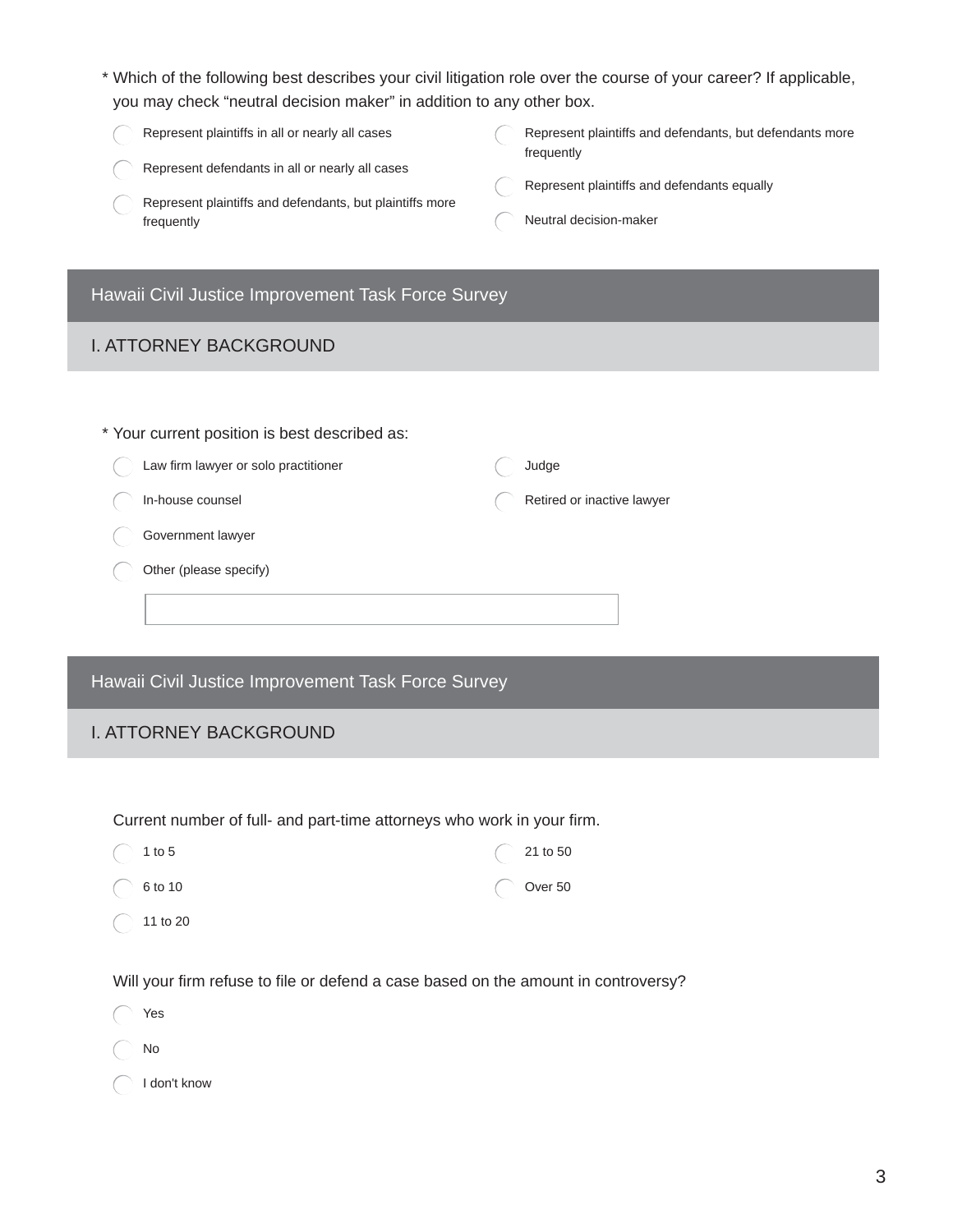\* Which of the following best describes your civil litigation role over the course of your career? If applicable, you may check “neutral decision maker” in addition to any other box.

- Represent plaintiffs in all or nearly all cases
- Represent defendants in all or nearly all cases
- Represent plaintiffs and defendants, but plaintiffs more frequently
- Represent plaintiffs and defendants, but defendants more frequently
- Represent plaintiffs and defendants equally
- Neutral decision-maker

## Hawaii Civil Justice Improvement Task Force Survey

### I. ATTORNEY BACKGROUND

\* Your current position is best described as:

- Law firm lawyer or solo practitioner
- In-house counsel
- Government lawyer
- Other (please specify)
- Judge
- Retired or inactive lawyer

______________________________

## Hawaii Civil Justice Improvement Task Force Survey

### I. ATTORNEY BACKGROUND

Current number of full- and part-time attorneys who work in your firm.

- 1 to 5
- 6 to 10
- 11 to 20
- 21 to 50
- Over 50

Will your firm refuse to file or defend a case based on the amount in controversy?

- Yes
- No
- I don't know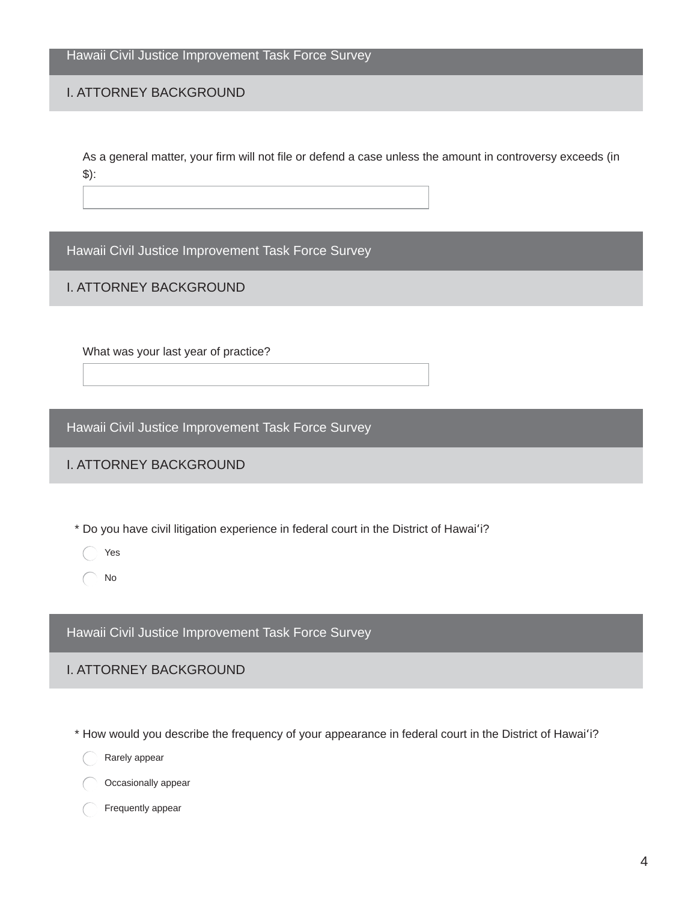## Hawaii Civil Justice Improvement Task Force Survey

### I. ATTORNEY BACKGROUND

As a general matter, your firm will not file or defend a case unless the amount in controversy exceeds (in $):

[ ]

## Hawaii Civil Justice Improvement Task Force Survey

### I. ATTORNEY BACKGROUND

What was your last year of practice?

[ ]

## Hawaii Civil Justice Improvement Task Force Survey

### I. ATTORNEY BACKGROUND

\* Do you have civil litigation experience in federal court in the District of Hawaiʻi?

- ( ) Yes
- ( ) No

## Hawaii Civil Justice Improvement Task Force Survey

### I. ATTORNEY BACKGROUND

\* How would you describe the frequency of your appearance in federal court in the District of Hawaiʻi?

- ( ) Rarely appear
- ( ) Occasionally appear
- ( ) Frequently appear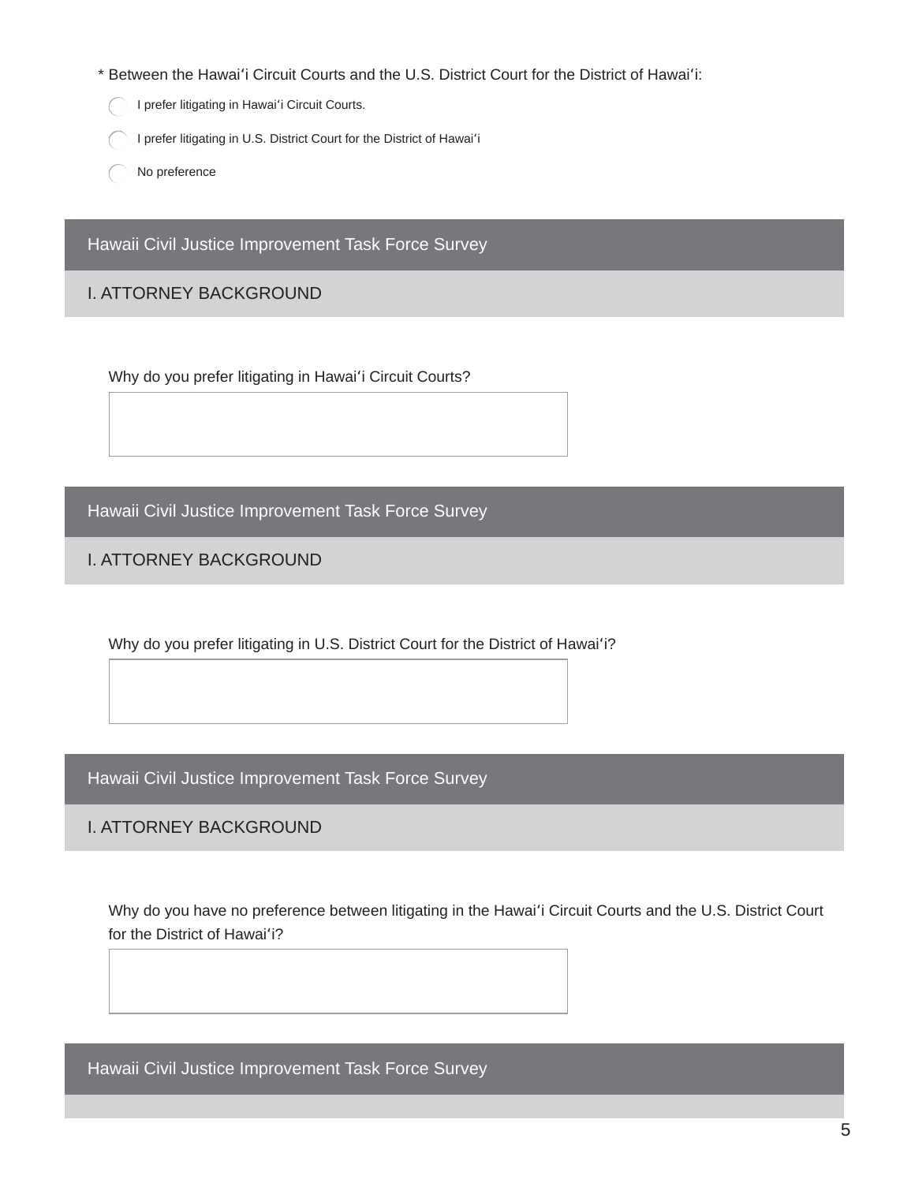* Between the Hawaiʻi Circuit Courts and the U.S. District Court for the District of Hawaiʻi:

- ◯ I prefer litigating in Hawaiʻi Circuit Courts.
- ◯ I prefer litigating in U.S. District Court for the District of Hawaiʻi
- ◯ No preference

## Hawaii Civil Justice Improvement Task Force Survey

### I. ATTORNEY BACKGROUND

Why do you prefer litigating in Hawaiʻi Circuit Courts?

[ ]

## Hawaii Civil Justice Improvement Task Force Survey

### I. ATTORNEY BACKGROUND

Why do you prefer litigating in U.S. District Court for the District of Hawaiʻi?

[ ]

## Hawaii Civil Justice Improvement Task Force Survey

### I. ATTORNEY BACKGROUND

Why do you have no preference between litigating in the Hawaiʻi Circuit Courts and the U.S. District Court for the District of Hawaiʻi?

[ ]

## Hawaii Civil Justice Improvement Task Force Survey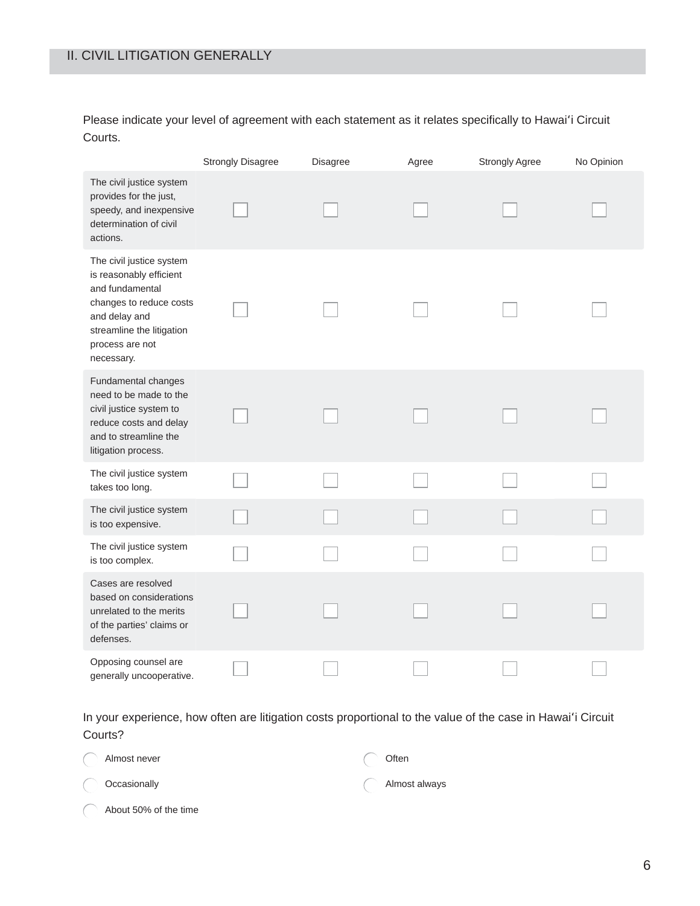## II. CIVIL LITIGATION GENERALLY

Please indicate your level of agreement with each statement as it relates specifically to Hawaiʻi Circuit Courts.

| | Strongly Disagree | Disagree | Agree | Strongly Agree | No Opinion |
|---|---|---|---|---|---|
| The civil justice system provides for the just, speedy, and inexpensive determination of civil actions. | ☐ | ☐ | ☐ | ☐ | ☐ |
| The civil justice system is reasonably efficient and fundamental changes to reduce costs and delay and streamline the litigation process are not necessary. | ☐ | ☐ | ☐ | ☐ | ☐ |
| Fundamental changes need to be made to the civil justice system to reduce costs and delay and to streamline the litigation process. | ☐ | ☐ | ☐ | ☐ | ☐ |
| The civil justice system takes too long. | ☐ | ☐ | ☐ | ☐ | ☐ |
| The civil justice system is too expensive. | ☐ | ☐ | ☐ | ☐ | ☐ |
| The civil justice system is too complex. | ☐ | ☐ | ☐ | ☐ | ☐ |
| Cases are resolved based on considerations unrelated to the merits of the parties' claims or defenses. | ☐ | ☐ | ☐ | ☐ | ☐ |
| Opposing counsel are generally uncooperative. | ☐ | ☐ | ☐ | ☐ | ☐ |

In your experience, how often are litigation costs proportional to the value of the case in Hawaiʻi Circuit Courts?

- ◯ Almost never
- ◯ Occasionally
- ◯ About 50% of the time
- ◯ Often
- ◯ Almost always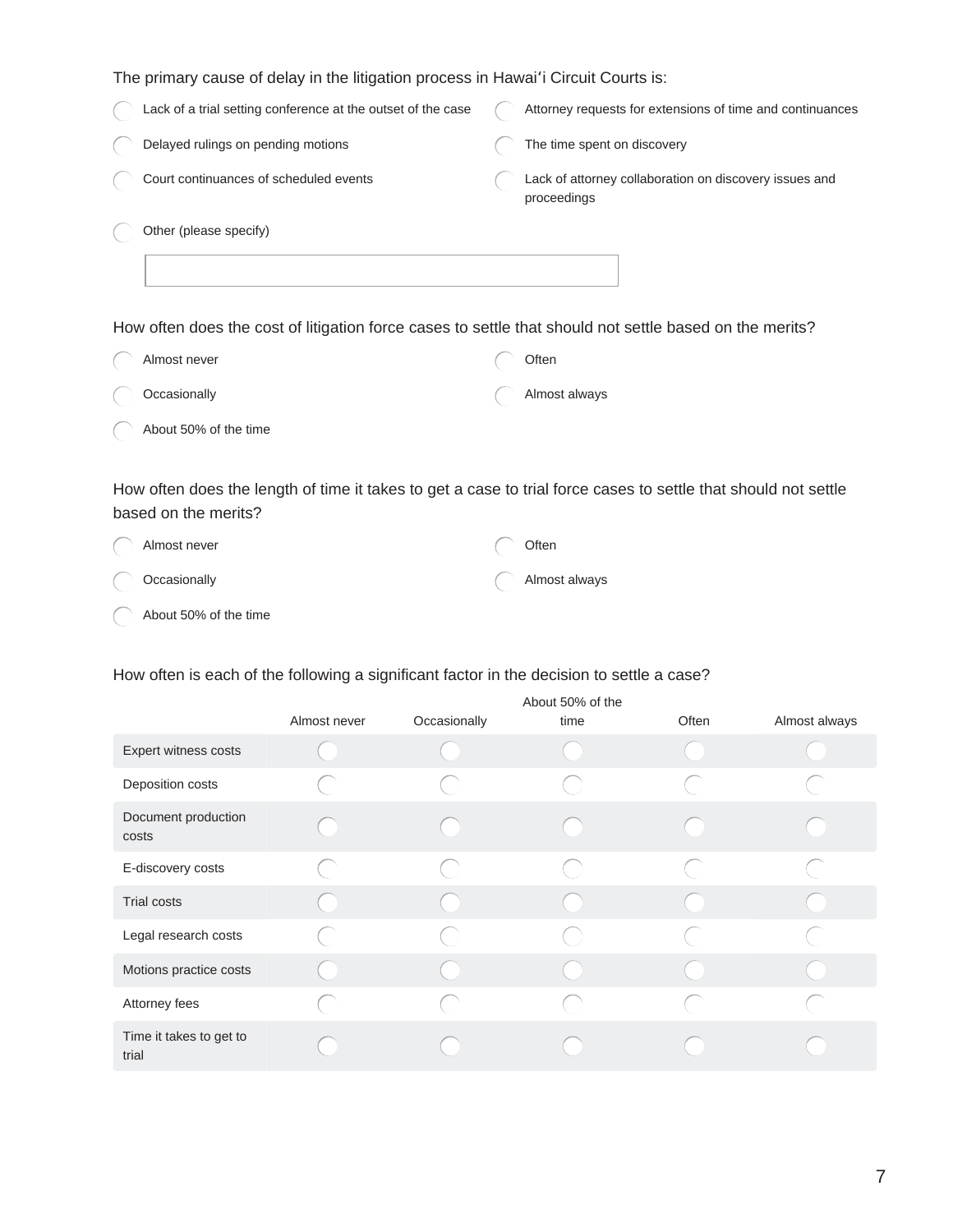The primary cause of delay in the litigation process in Hawaiʻi Circuit Courts is:

- Lack of a trial setting conference at the outset of the case
- Attorney requests for extensions of time and continuances
- Delayed rulings on pending motions
- The time spent on discovery
- Court continuances of scheduled events
- Lack of attorney collaboration on discovery issues and proceedings
- Other (please specify)

How often does the cost of litigation force cases to settle that should not settle based on the merits?

- Almost never
- Often
- Occasionally
- Almost always
- About 50% of the time

How often does the length of time it takes to get a case to trial force cases to settle that should not settle based on the merits?

- Almost never
- Often
- Occasionally
- Almost always
- About 50% of the time

How often is each of the following a significant factor in the decision to settle a case?

| | Almost never | Occasionally | About 50% of the time | Often | Almost always |
|---|---|---|---|---|---|
| Expert witness costs | | | | | |
| Deposition costs | | | | | |
| Document production costs | | | | | |
| E-discovery costs | | | | | |
| Trial costs | | | | | |
| Legal research costs | | | | | |
| Motions practice costs | | | | | |
| Attorney fees | | | | | |
| Time it takes to get to trial | | | | | |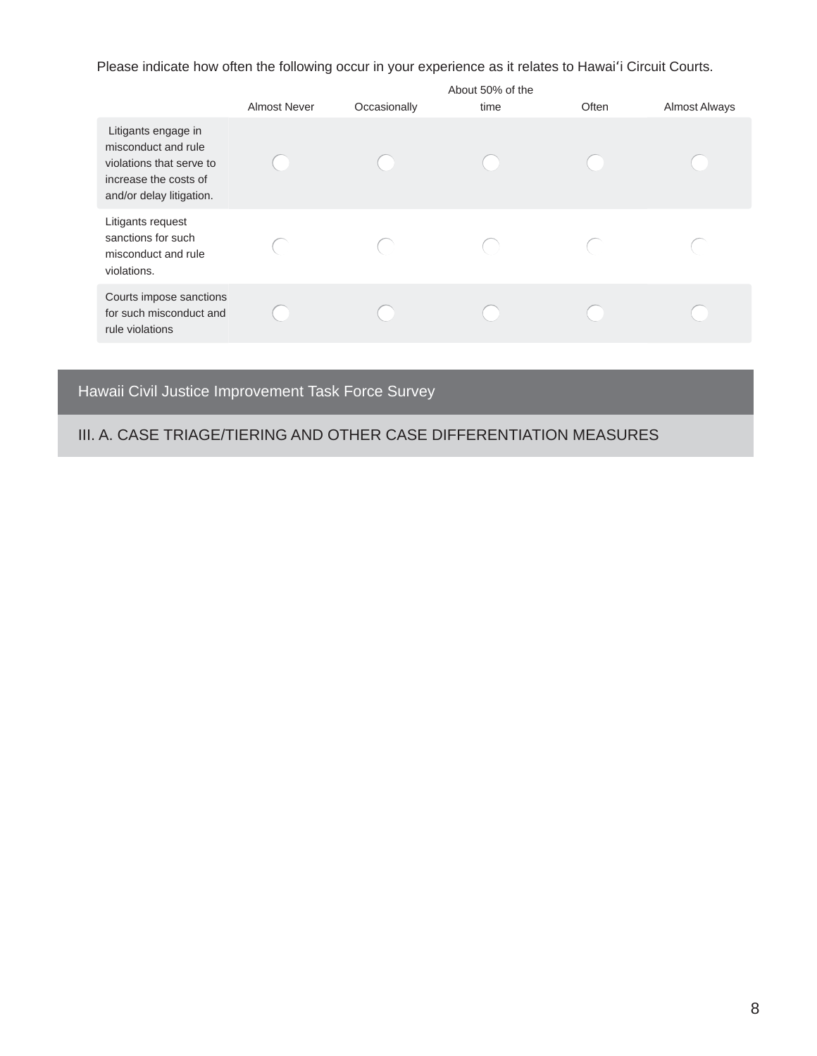Please indicate how often the following occur in your experience as it relates to Hawaiʻi Circuit Courts.

| | Almost Never | Occasionally | About 50% of the time | Often | Almost Always |
|---|---|---|---|---|---|
| Litigants engage in misconduct and rule violations that serve to increase the costs of and/or delay litigation. | ◯ | ◯ | ◯ | ◯ | ◯ |
| Litigants request sanctions for such misconduct and rule violations. | ◯ | ◯ | ◯ | ◯ | ◯ |
| Courts impose sanctions for such misconduct and rule violations | ◯ | ◯ | ◯ | ◯ | ◯ |

## Hawaii Civil Justice Improvement Task Force Survey

### III. A. CASE TRIAGE/TIERING AND OTHER CASE DIFFERENTIATION MEASURES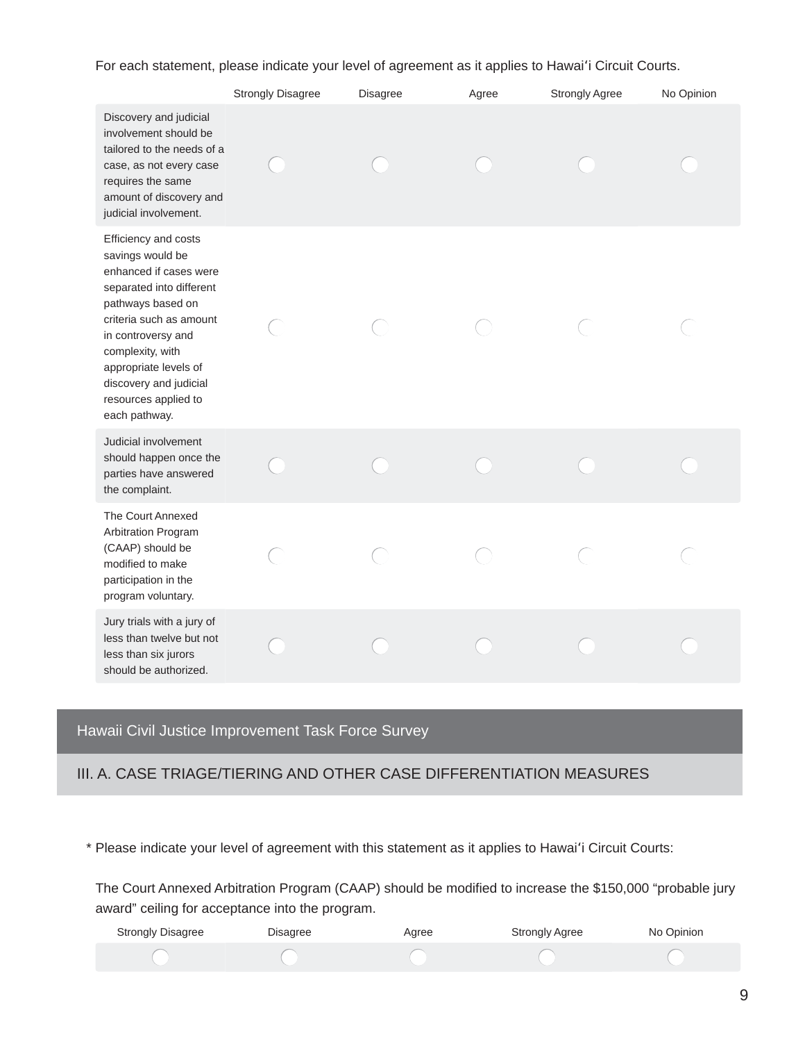For each statement, please indicate your level of agreement as it applies to Hawaiʻi Circuit Courts.

| | Strongly Disagree | Disagree | Agree | Strongly Agree | No Opinion |
|---|---|---|---|---|---|
| Discovery and judicial involvement should be tailored to the needs of a case, as not every case requires the same amount of discovery and judicial involvement. | ○ | ○ | ○ | ○ | ○ |
| Efficiency and costs savings would be enhanced if cases were separated into different pathways based on criteria such as amount in controversy and complexity, with appropriate levels of discovery and judicial resources applied to each pathway. | ○ | ○ | ○ | ○ | ○ |
| Judicial involvement should happen once the parties have answered the complaint. | ○ | ○ | ○ | ○ | ○ |
| The Court Annexed Arbitration Program (CAAP) should be modified to make participation in the program voluntary. | ○ | ○ | ○ | ○ | ○ |
| Jury trials with a jury of less than twelve but not less than six jurors should be authorized. | ○ | ○ | ○ | ○ | ○ |

## Hawaii Civil Justice Improvement Task Force Survey

### III. A. CASE TRIAGE/TIERING AND OTHER CASE DIFFERENTIATION MEASURES

\* Please indicate your level of agreement with this statement as it applies to Hawaiʻi Circuit Courts:

The Court Annexed Arbitration Program (CAAP) should be modified to increase the $150,000 "probable jury award" ceiling for acceptance into the program.

| Strongly Disagree | Disagree | Agree | Strongly Agree | No Opinion |
|---|---|---|---|---|
| ○ | ○ | ○ | ○ | ○ |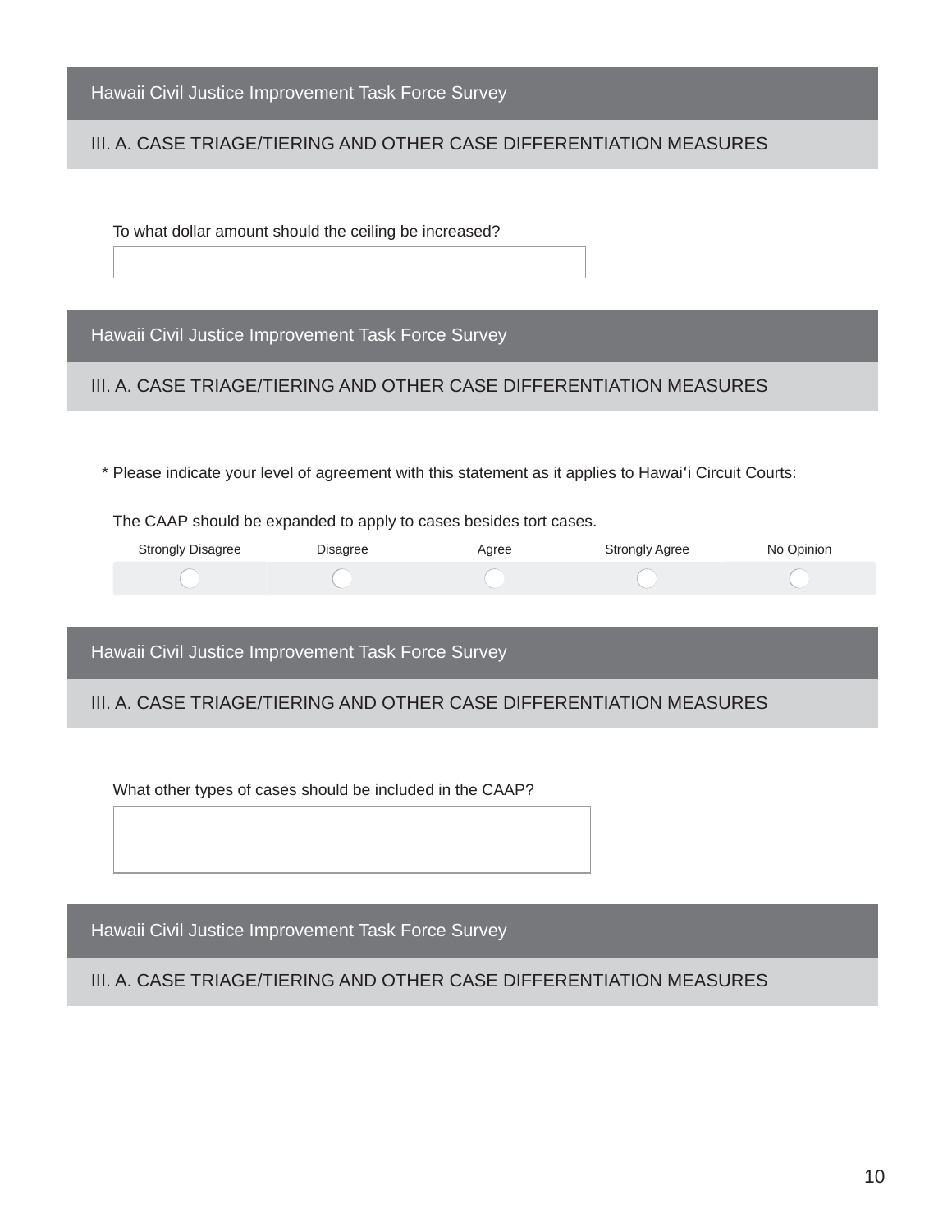## Hawaii Civil Justice Improvement Task Force Survey

### III. A. CASE TRIAGE/TIERING AND OTHER CASE DIFFERENTIATION MEASURES

To what dollar amount should the ceiling be increased?

## Hawaii Civil Justice Improvement Task Force Survey

### III. A. CASE TRIAGE/TIERING AND OTHER CASE DIFFERENTIATION MEASURES

* Please indicate your level of agreement with this statement as it applies to Hawaiʻi Circuit Courts:

The CAAP should be expanded to apply to cases besides tort cases.

| Strongly Disagree | Disagree | Agree | Strongly Agree | No Opinion |
|---|---|---|---|---|
| ○ | ○ | ○ | ○ | ○ |

## Hawaii Civil Justice Improvement Task Force Survey

### III. A. CASE TRIAGE/TIERING AND OTHER CASE DIFFERENTIATION MEASURES

What other types of cases should be included in the CAAP?

## Hawaii Civil Justice Improvement Task Force Survey

### III. A. CASE TRIAGE/TIERING AND OTHER CASE DIFFERENTIATION MEASURES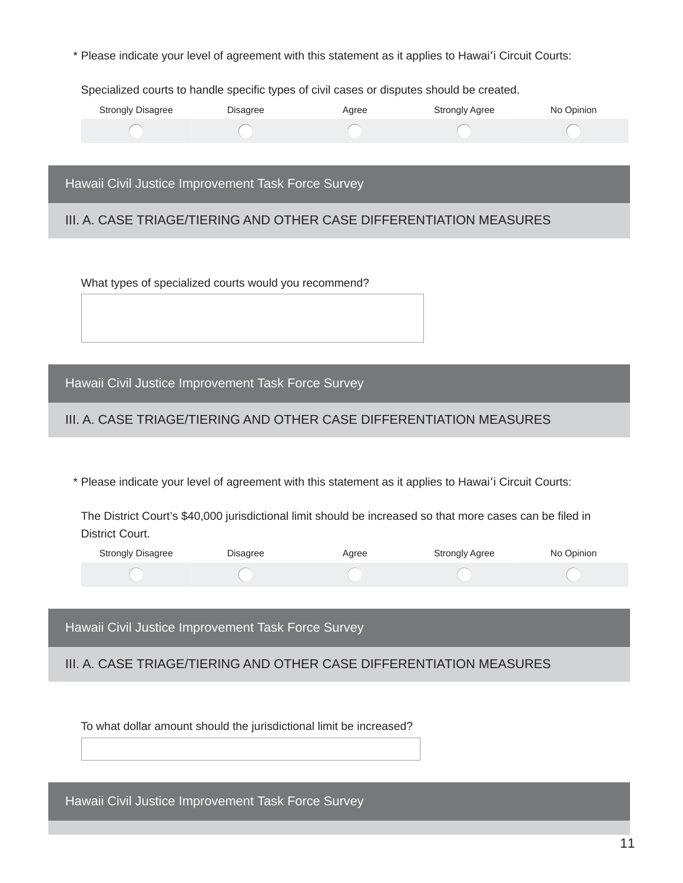\* Please indicate your level of agreement with this statement as it applies to Hawaiʻi Circuit Courts:

Specialized courts to handle specific types of civil cases or disputes should be created.

| Strongly Disagree | Disagree | Agree | Strongly Agree | No Opinion |
|---|---|---|---|---|
| ○ | ○ | ○ | ○ | ○ |

## Hawaii Civil Justice Improvement Task Force Survey

### III. A. CASE TRIAGE/TIERING AND OTHER CASE DIFFERENTIATION MEASURES

What types of specialized courts would you recommend?

## Hawaii Civil Justice Improvement Task Force Survey

### III. A. CASE TRIAGE/TIERING AND OTHER CASE DIFFERENTIATION MEASURES

\* Please indicate your level of agreement with this statement as it applies to Hawaiʻi Circuit Courts:

The District Court's $40,000 jurisdictional limit should be increased so that more cases can be filed in District Court.

| Strongly Disagree | Disagree | Agree | Strongly Agree | No Opinion |
|---|---|---|---|---|
| ○ | ○ | ○ | ○ | ○ |

## Hawaii Civil Justice Improvement Task Force Survey

### III. A. CASE TRIAGE/TIERING AND OTHER CASE DIFFERENTIATION MEASURES

To what dollar amount should the jurisdictional limit be increased?

## Hawaii Civil Justice Improvement Task Force Survey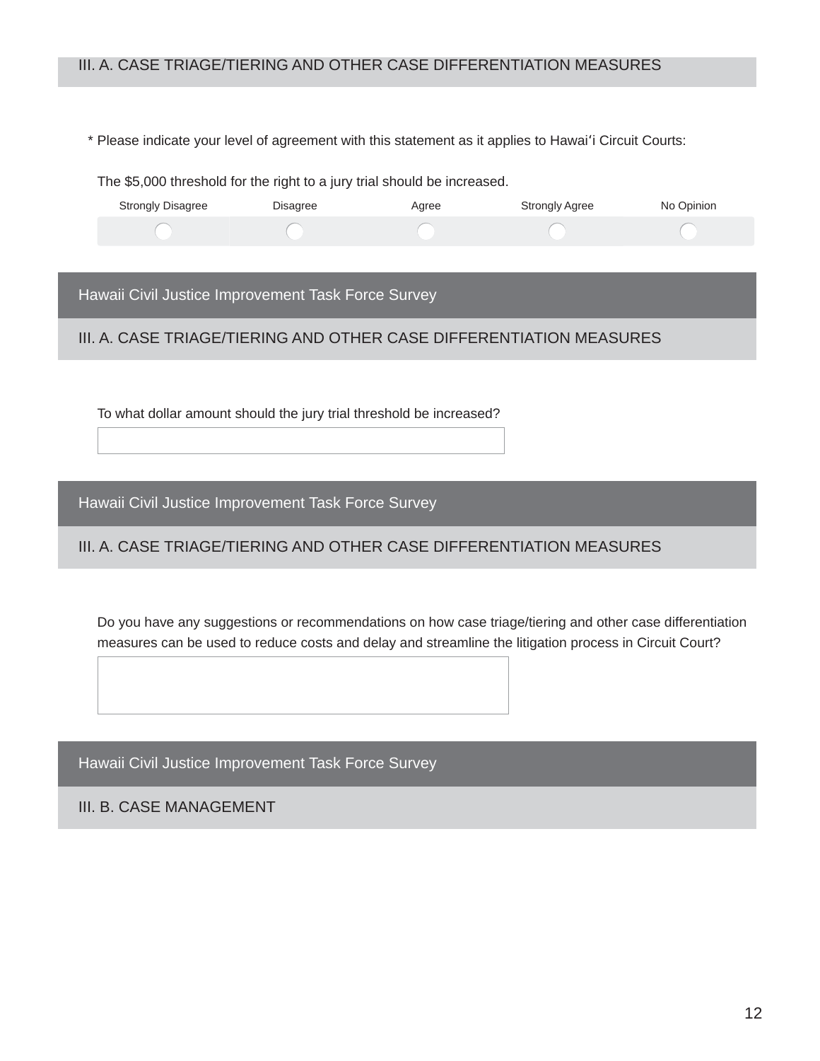## III. A. CASE TRIAGE/TIERING AND OTHER CASE DIFFERENTIATION MEASURES

\* Please indicate your level of agreement with this statement as it applies to Hawaiʻi Circuit Courts:

The $5,000 threshold for the right to a jury trial should be increased.

| Strongly Disagree | Disagree | Agree | Strongly Agree | No Opinion |
| --- | --- | --- | --- | --- |
| ◯ | ◯ | ◯ | ◯ | ◯ |

# Hawaii Civil Justice Improvement Task Force Survey

## III. A. CASE TRIAGE/TIERING AND OTHER CASE DIFFERENTIATION MEASURES

To what dollar amount should the jury trial threshold be increased?

# Hawaii Civil Justice Improvement Task Force Survey

## III. A. CASE TRIAGE/TIERING AND OTHER CASE DIFFERENTIATION MEASURES

Do you have any suggestions or recommendations on how case triage/tiering and other case differentiation measures can be used to reduce costs and delay and streamline the litigation process in Circuit Court?

# Hawaii Civil Justice Improvement Task Force Survey

## III. B. CASE MANAGEMENT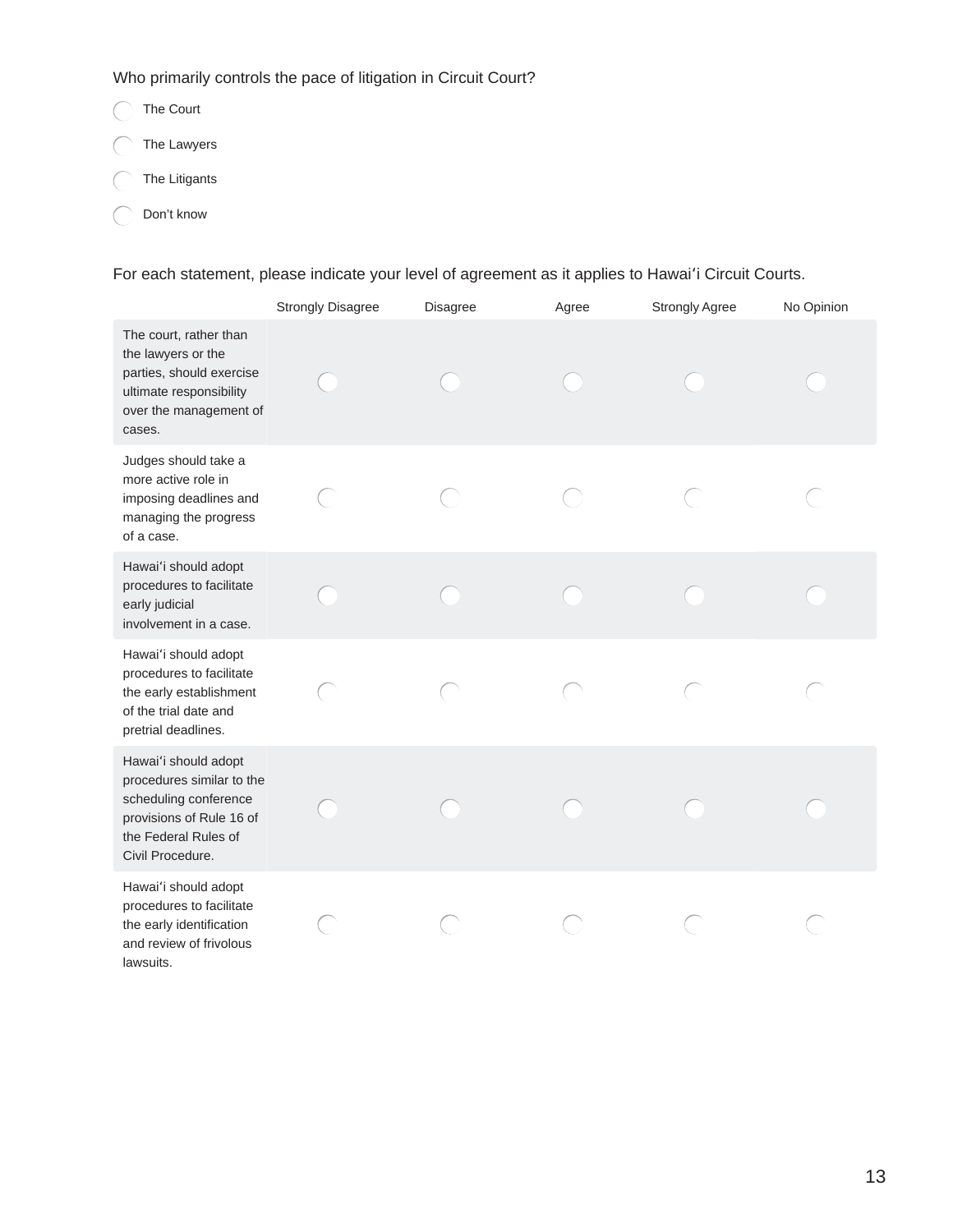Who primarily controls the pace of litigation in Circuit Court?

- The Court
- The Lawyers
- The Litigants
- Don’t know

For each statement, please indicate your level of agreement as it applies to Hawaiʻi Circuit Courts.

| | Strongly Disagree | Disagree | Agree | Strongly Agree | No Opinion |
|---|---|---|---|---|---|
| The court, rather than the lawyers or the parties, should exercise ultimate responsibility over the management of cases. | | | | | |
| Judges should take a more active role in imposing deadlines and managing the progress of a case. | | | | | |
| Hawaiʻi should adopt procedures to facilitate early judicial involvement in a case. | | | | | |
| Hawaiʻi should adopt procedures to facilitate the early establishment of the trial date and pretrial deadlines. | | | | | |
| Hawaiʻi should adopt procedures similar to the scheduling conference provisions of Rule 16 of the Federal Rules of Civil Procedure. | | | | | |
| Hawaiʻi should adopt procedures to facilitate the early identification and review of frivolous lawsuits. | | | | | |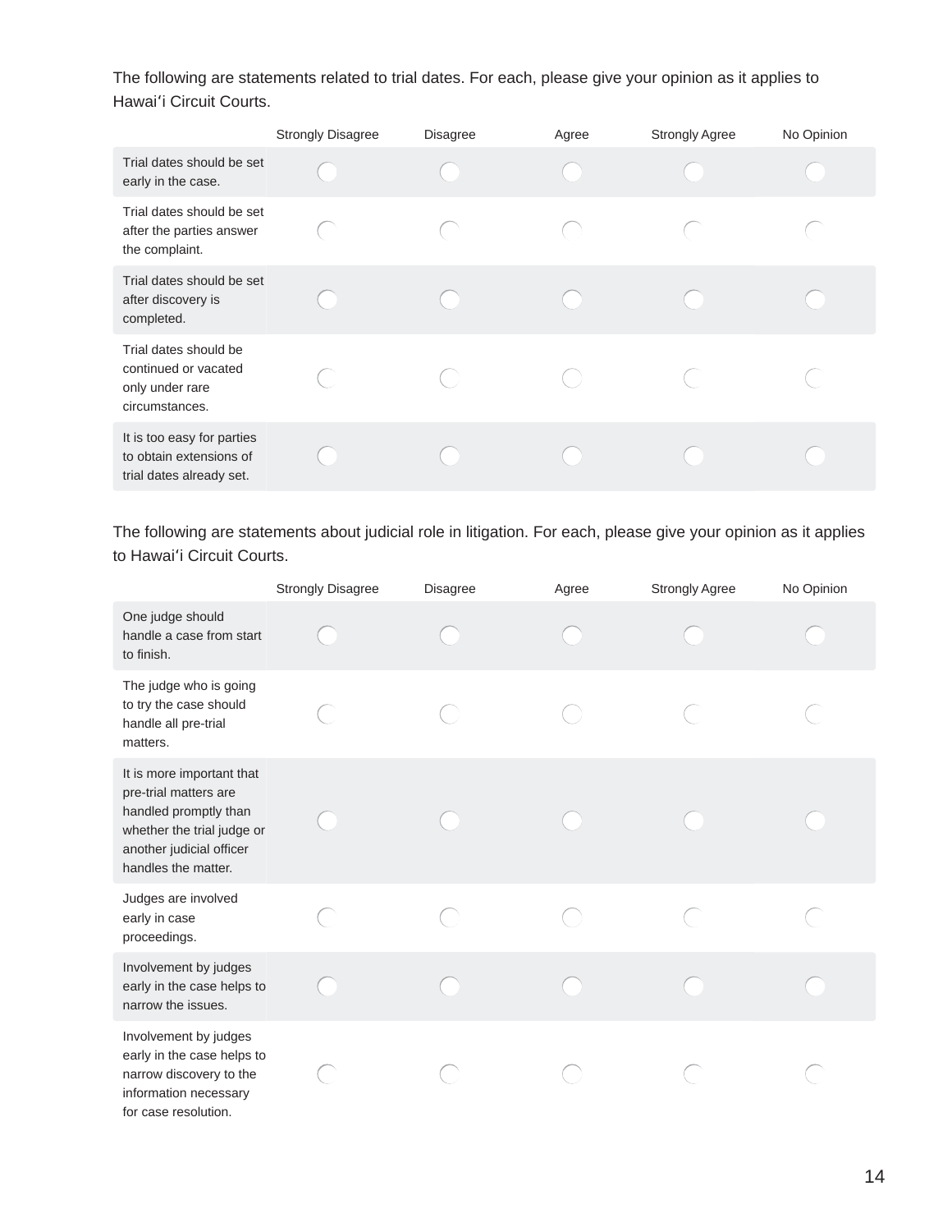The following are statements related to trial dates. For each, please give your opinion as it applies to Hawaiʻi Circuit Courts.

| | Strongly Disagree | Disagree | Agree | Strongly Agree | No Opinion |
|---|---|---|---|---|---|
| Trial dates should be set early in the case. | ◯ | ◯ | ◯ | ◯ | ◯ |
| Trial dates should be set after the parties answer the complaint. | ◯ | ◯ | ◯ | ◯ | ◯ |
| Trial dates should be set after discovery is completed. | ◯ | ◯ | ◯ | ◯ | ◯ |
| Trial dates should be continued or vacated only under rare circumstances. | ◯ | ◯ | ◯ | ◯ | ◯ |
| It is too easy for parties to obtain extensions of trial dates already set. | ◯ | ◯ | ◯ | ◯ | ◯ |

The following are statements about judicial role in litigation. For each, please give your opinion as it applies to Hawaiʻi Circuit Courts.

| | Strongly Disagree | Disagree | Agree | Strongly Agree | No Opinion |
|---|---|---|---|---|---|
| One judge should handle a case from start to finish. | ◯ | ◯ | ◯ | ◯ | ◯ |
| The judge who is going to try the case should handle all pre-trial matters. | ◯ | ◯ | ◯ | ◯ | ◯ |
| It is more important that pre-trial matters are handled promptly than whether the trial judge or another judicial officer handles the matter. | ◯ | ◯ | ◯ | ◯ | ◯ |
| Judges are involved early in case proceedings. | ◯ | ◯ | ◯ | ◯ | ◯ |
| Involvement by judges early in the case helps to narrow the issues. | ◯ | ◯ | ◯ | ◯ | ◯ |
| Involvement by judges early in the case helps to narrow discovery to the information necessary for case resolution. | ◯ | ◯ | ◯ | ◯ | ◯ |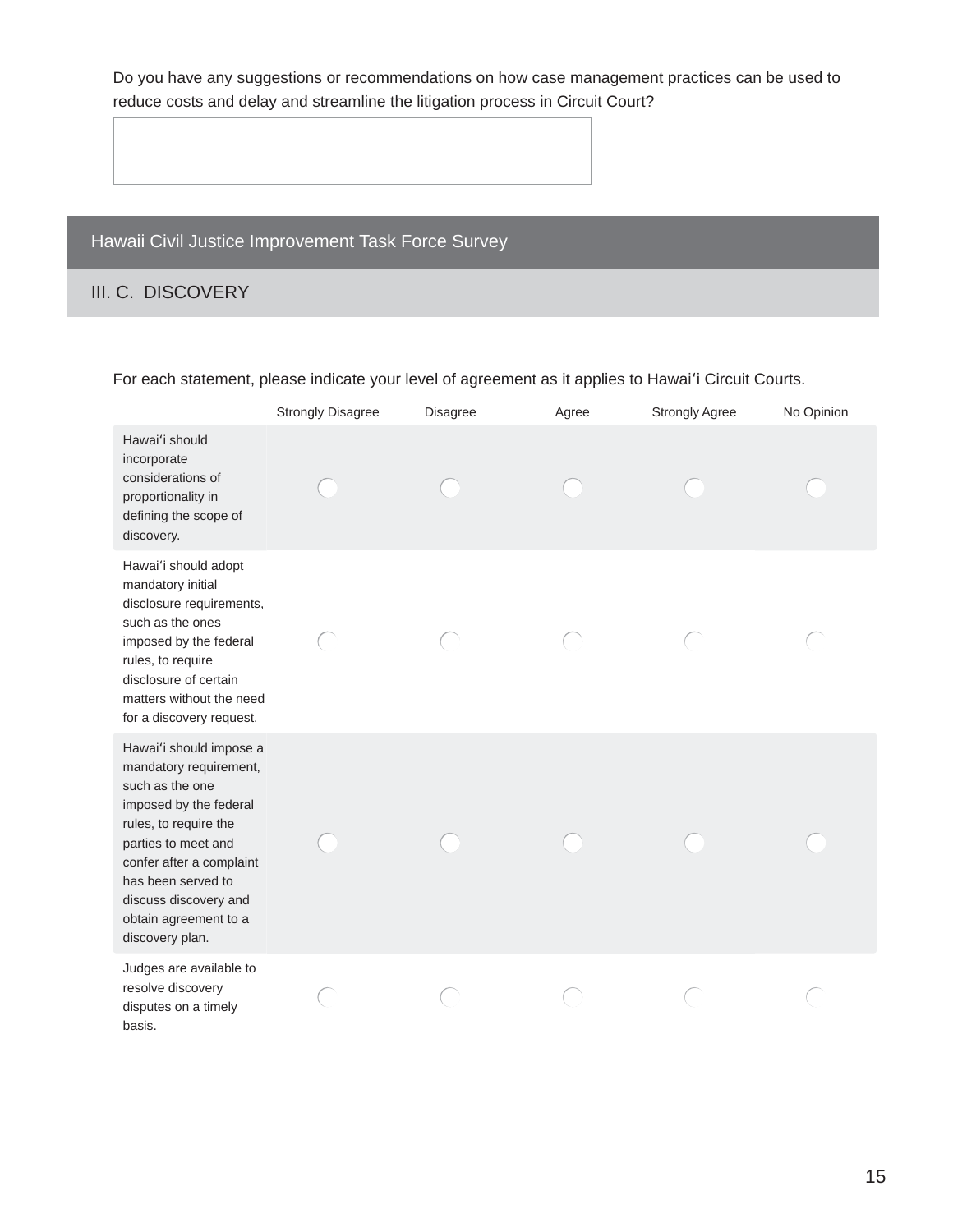Do you have any suggestions or recommendations on how case management practices can be used to reduce costs and delay and streamline the litigation process in Circuit Court?

## Hawaii Civil Justice Improvement Task Force Survey

### III. C. DISCOVERY

For each statement, please indicate your level of agreement as it applies to Hawaiʻi Circuit Courts.

| | Strongly Disagree | Disagree | Agree | Strongly Agree | No Opinion |
|---|---|---|---|---|---|
| Hawaiʻi should incorporate considerations of proportionality in defining the scope of discovery. | ○ | ○ | ○ | ○ | ○ |
| Hawaiʻi should adopt mandatory initial disclosure requirements, such as the ones imposed by the federal rules, to require disclosure of certain matters without the need for a discovery request. | ○ | ○ | ○ | ○ | ○ |
| Hawaiʻi should impose a mandatory requirement, such as the one imposed by the federal rules, to require the parties to meet and confer after a complaint has been served to discuss discovery and obtain agreement to a discovery plan. | ○ | ○ | ○ | ○ | ○ |
| Judges are available to resolve discovery disputes on a timely basis. | ○ | ○ | ○ | ○ | ○ |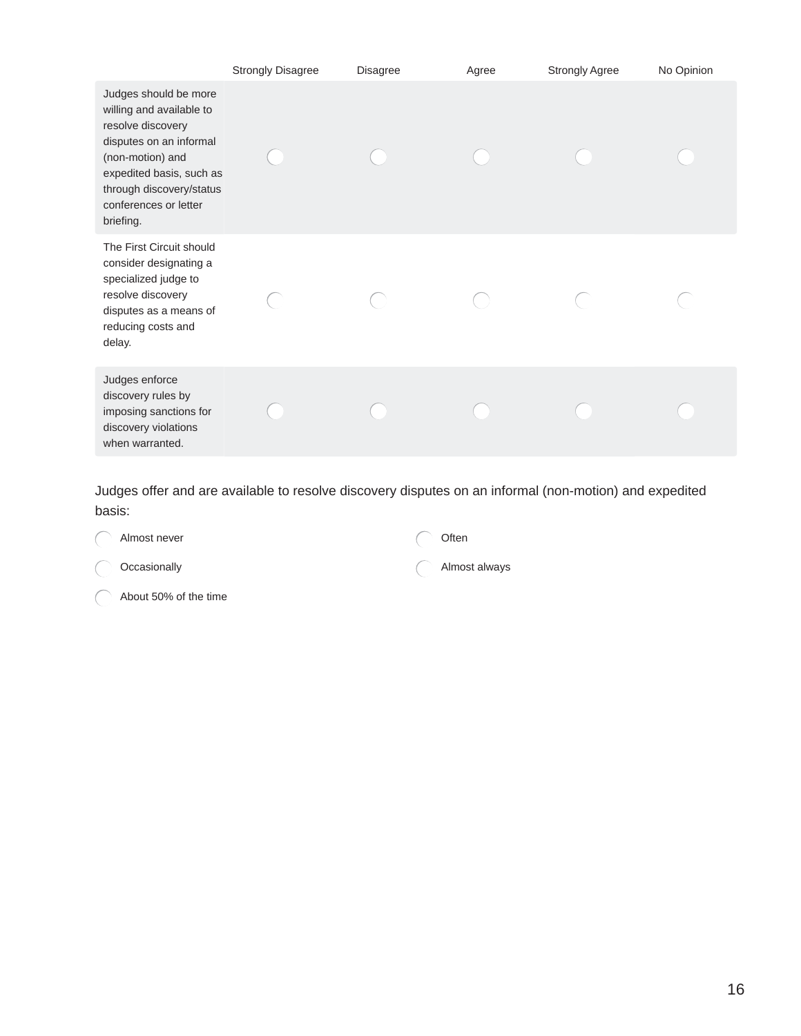| | Strongly Disagree | Disagree | Agree | Strongly Agree | No Opinion |
|---|---|---|---|---|---|
| Judges should be more willing and available to resolve discovery disputes on an informal (non-motion) and expedited basis, such as through discovery/status conferences or letter briefing. | ○ | ○ | ○ | ○ | ○ |
| The First Circuit should consider designating a specialized judge to resolve discovery disputes as a means of reducing costs and delay. | ○ | ○ | ○ | ○ | ○ |
| Judges enforce discovery rules by imposing sanctions for discovery violations when warranted. | ○ | ○ | ○ | ○ | ○ |

Judges offer and are available to resolve discovery disputes on an informal (non-motion) and expedited basis:

- ○ Almost never
- ○ Occasionally
- ○ About 50% of the time
- ○ Often
- ○ Almost always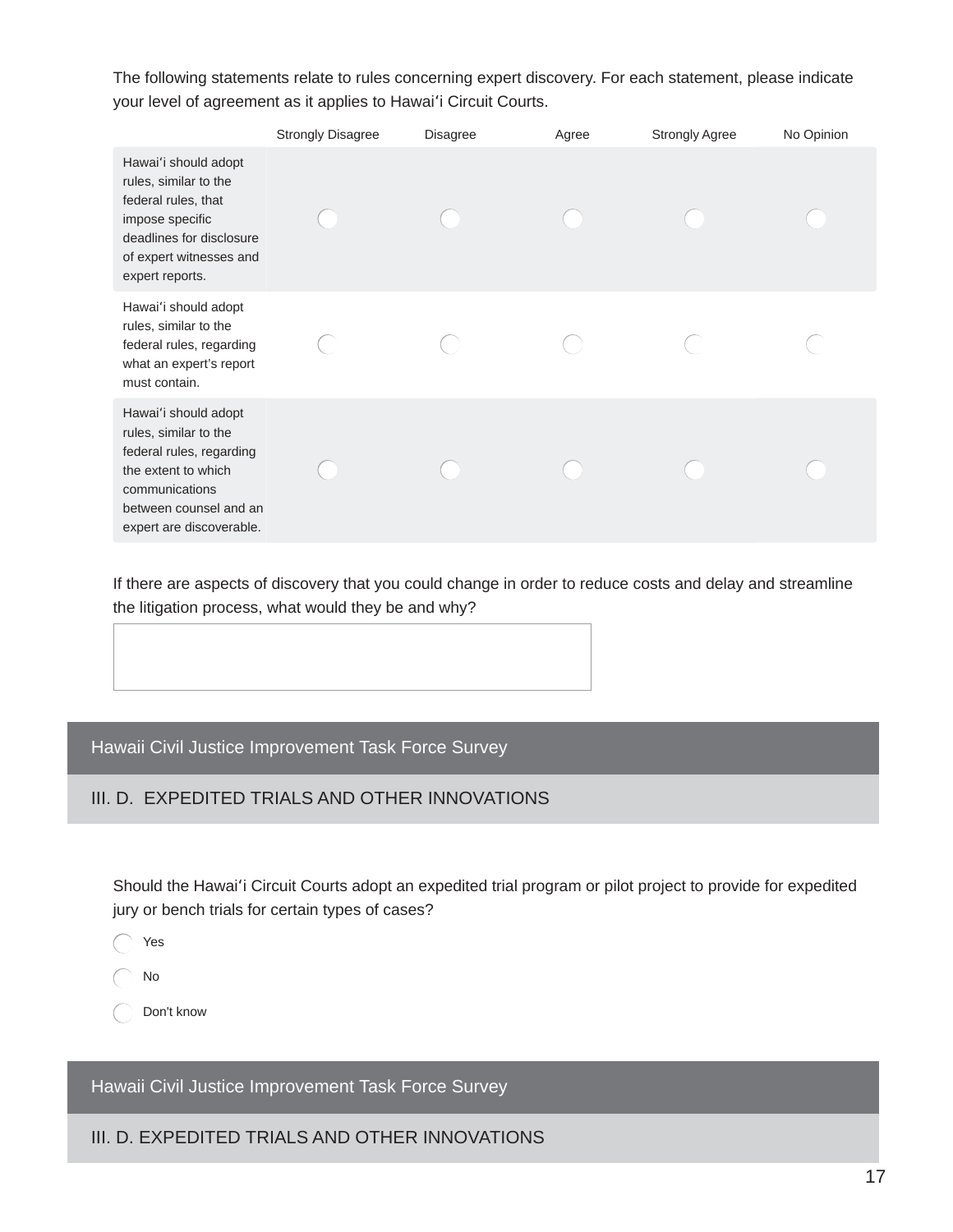The following statements relate to rules concerning expert discovery. For each statement, please indicate your level of agreement as it applies to Hawaiʻi Circuit Courts.

| | Strongly Disagree | Disagree | Agree | Strongly Agree | No Opinion |
|---|---|---|---|---|---|
| Hawaiʻi should adopt rules, similar to the federal rules, that impose specific deadlines for disclosure of expert witnesses and expert reports. | ◯ | ◯ | ◯ | ◯ | ◯ |
| Hawaiʻi should adopt rules, similar to the federal rules, regarding what an expert's report must contain. | ◯ | ◯ | ◯ | ◯ | ◯ |
| Hawaiʻi should adopt rules, similar to the federal rules, regarding the extent to which communications between counsel and an expert are discoverable. | ◯ | ◯ | ◯ | ◯ | ◯ |

If there are aspects of discovery that you could change in order to reduce costs and delay and streamline the litigation process, what would they be and why?

## Hawaii Civil Justice Improvement Task Force Survey

### III. D. EXPEDITED TRIALS AND OTHER INNOVATIONS

Should the Hawaiʻi Circuit Courts adopt an expedited trial program or pilot project to provide for expedited jury or bench trials for certain types of cases?

- ◯ Yes
- ◯ No
- ◯ Don't know

## Hawaii Civil Justice Improvement Task Force Survey

### III. D. EXPEDITED TRIALS AND OTHER INNOVATIONS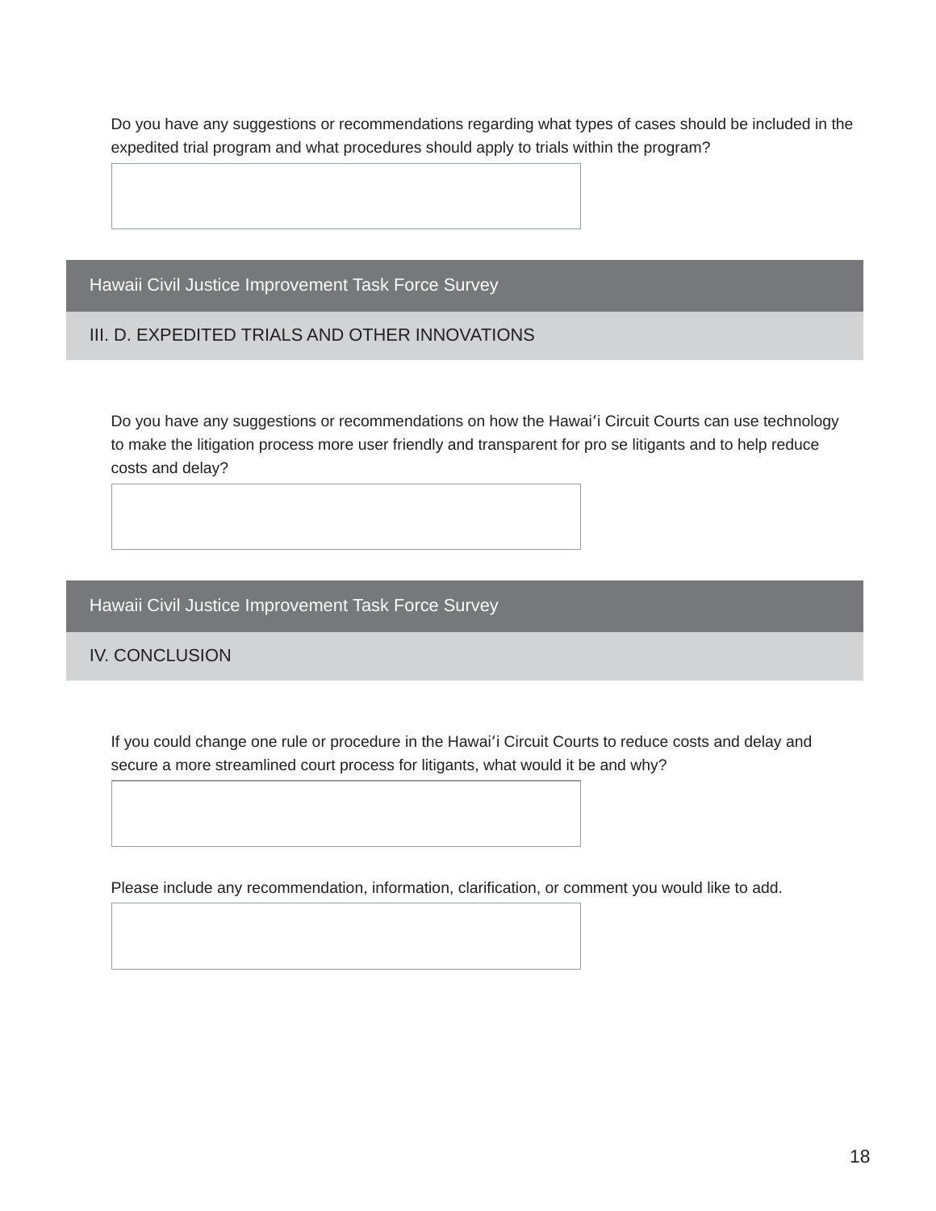Do you have any suggestions or recommendations regarding what types of cases should be included in the expedited trial program and what procedures should apply to trials within the program?

## Hawaii Civil Justice Improvement Task Force Survey

### III. D. EXPEDITED TRIALS AND OTHER INNOVATIONS

Do you have any suggestions or recommendations on how the Hawaiʻi Circuit Courts can use technology to make the litigation process more user friendly and transparent for pro se litigants and to help reduce costs and delay?

## Hawaii Civil Justice Improvement Task Force Survey

### IV. CONCLUSION

If you could change one rule or procedure in the Hawaiʻi Circuit Courts to reduce costs and delay and secure a more streamlined court process for litigants, what would it be and why?

Please include any recommendation, information, clarification, or comment you would like to add.